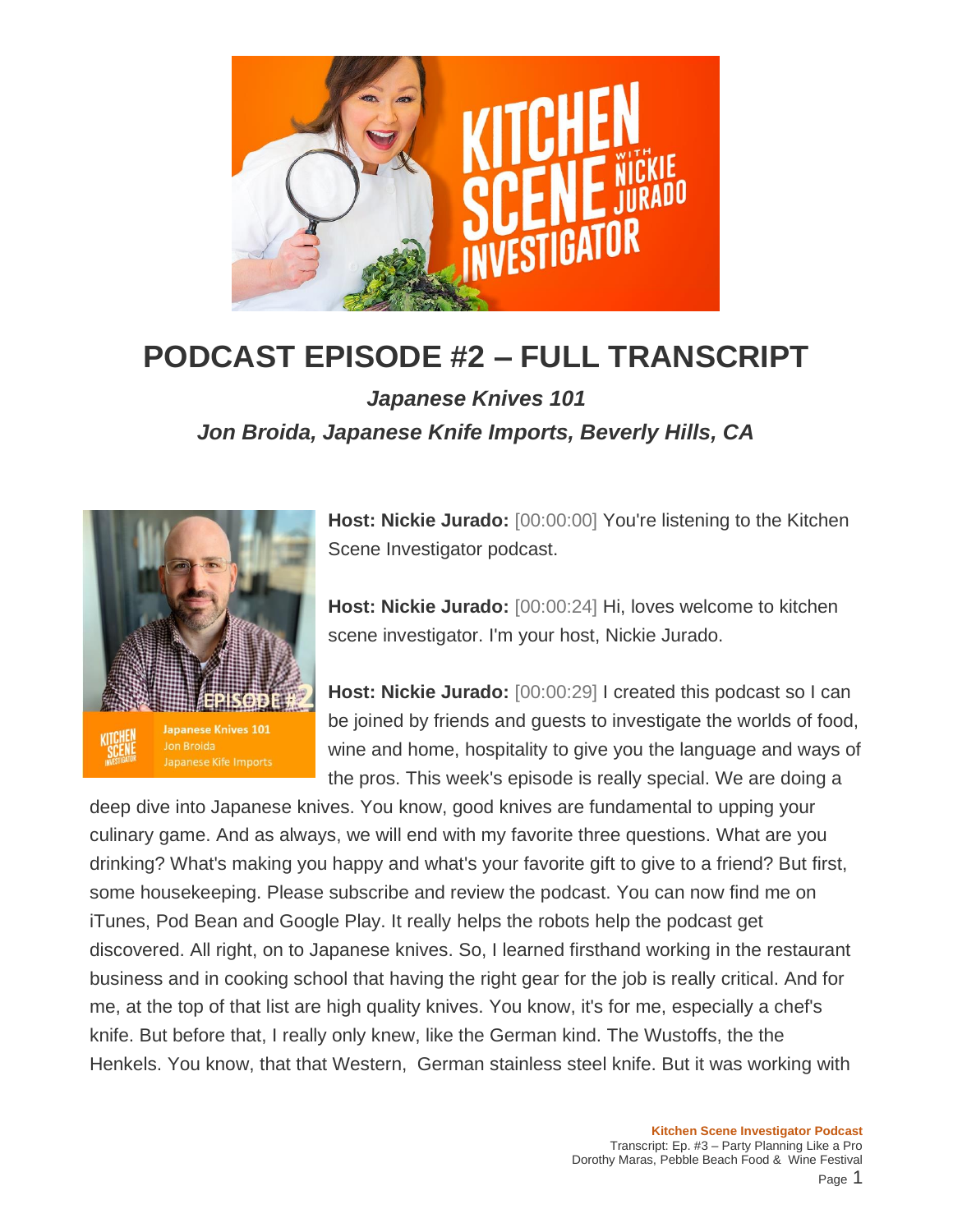# PODCAST EPISODE #2 – FULL TRANSCRIPT

### *Japanese Knives 101*

### *Jon Broida, Japanese Knife Imports, Beverly Hills, CA*

**Host: Nickie Jurado:** [00:00:00] You're listening to the Kitchen Scene Investigator podcast.

**Host: Nickie Jurado:** [00:00:24] Hi, loves welcome to kitchen scene investigator. I'm your host, Nickie Jurado.

**Host: Nickie Jurado:** [00:00:29] I created this podcast so I can be joined by friends and guests to investigate the worlds of food, wine and home, hospitality to give you the language and ways of the pros. This week's episode is really special. We are doing a deep dive into Japanese knives. You know, good knives are fundamental to upping your culinary game. And as always, we will end with my favorite three questions. What are you drinking? What's making you happy and what's your favorite gift to give to a friend? But first, some housekeeping. Please subscribe and review the podcast. You can now find me on iTunes, Pod Bean and Google Play. It really helps the robots help the podcast get discovered. All right, on to Japanese knives. So, I learned firsthand working in the restaurant business and in cooking school that having the right gear for the job is really critical. And for me, at the top of that list are high quality knives. You know, it's for me, especially a chef's knife. But before that, I really only knew, like the German kind. The Wustoffs, the the Henkels. You know, that that Western, German stainless steel knife. But it was working with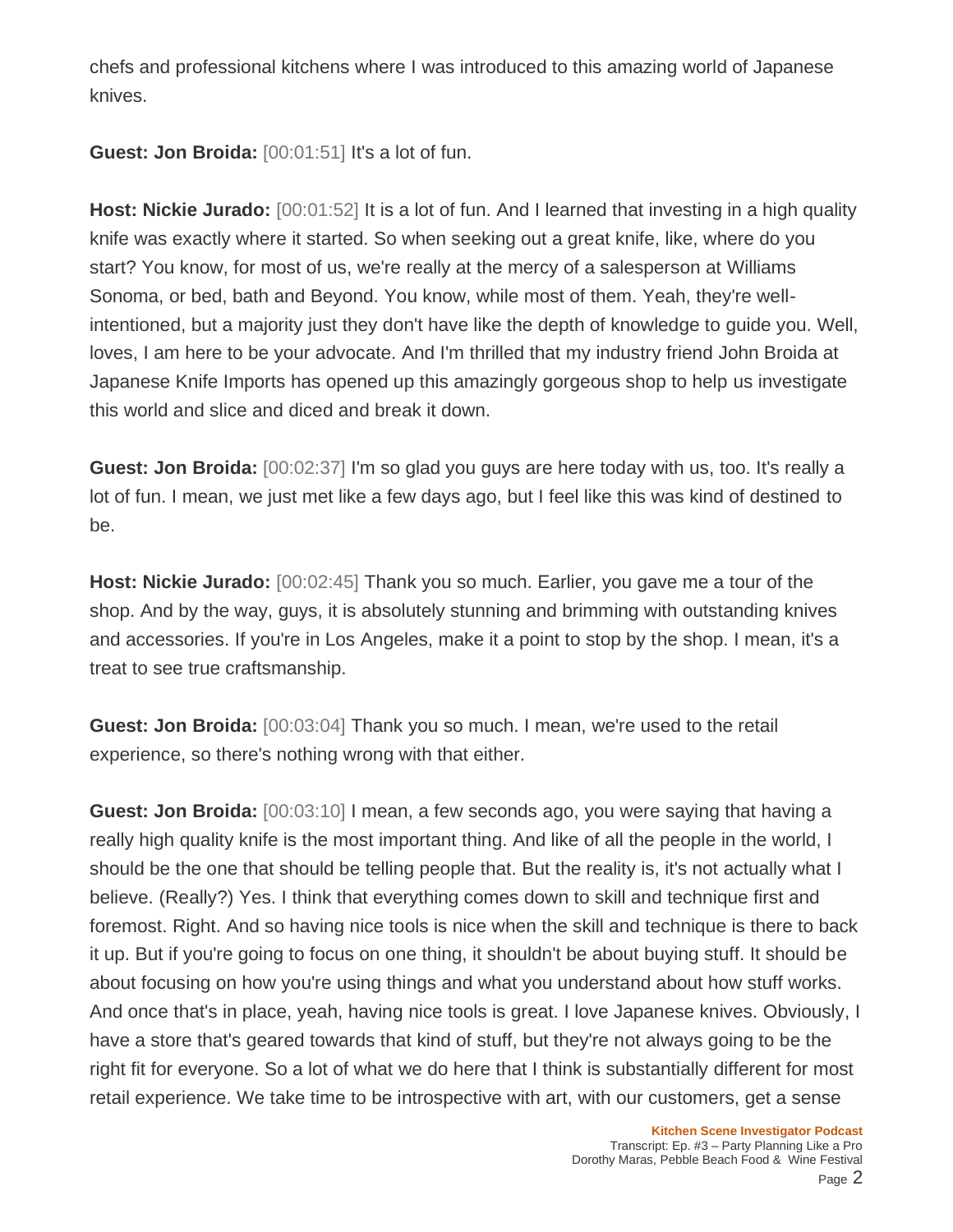chefs and professional kitchens where I was introduced to this amazing world of Japanese knives.

**Guest: Jon Broida:** [00:01:51] It's a lot of fun.

**Host: Nickie Jurado:** [00:01:52] It is a lot of fun. And I learned that investing in a high quality knife was exactly where it started. So when seeking out a great knife, like, where do you start? You know, for most of us, we're really at the mercy of a salesperson at Williams Sonoma, or bed, bath and Beyond. You know, while most of them. Yeah, they're well-intentioned, but a majority just they don't have like the depth of knowledge to guide you. Well, loves, I am here to be your advocate. And I'm thrilled that my industry friend John Broida at Japanese Knife Imports has opened up this amazingly gorgeous shop to help us investigate this world and slice and diced and break it down.

**Guest: Jon Broida:** [00:02:37] I'm so glad you guys are here today with us, too. It's really a lot of fun. I mean, we just met like a few days ago, but I feel like this was kind of destined to be.

**Host: Nickie Jurado:** [00:02:45] Thank you so much. Earlier, you gave me a tour of the shop. And by the way, guys, it is absolutely stunning and brimming with outstanding knives and accessories. If you're in Los Angeles, make it a point to stop by the shop. I mean, it's a treat to see true craftsmanship.

**Guest: Jon Broida:** [00:03:04] Thank you so much. I mean, we're used to the retail experience, so there's nothing wrong with that either.

**Guest: Jon Broida:** [00:03:10] I mean, a few seconds ago, you were saying that having a really high quality knife is the most important thing. And like of all the people in the world, I should be the one that should be telling people that. But the reality is, it's not actually what I believe. (Really?) Yes. I think that everything comes down to skill and technique first and foremost. Right. And so having nice tools is nice when the skill and technique is there to back it up. But if you're going to focus on one thing, it shouldn't be about buying stuff. It should be about focusing on how you're using things and what you understand about how stuff works. And once that's in place, yeah, having nice tools is great. I love Japanese knives. Obviously, I have a store that's geared towards that kind of stuff, but they're not always going to be the right fit for everyone. So a lot of what we do here that I think is substantially different for most retail experience. We take time to be introspective with art, with our customers, get a sense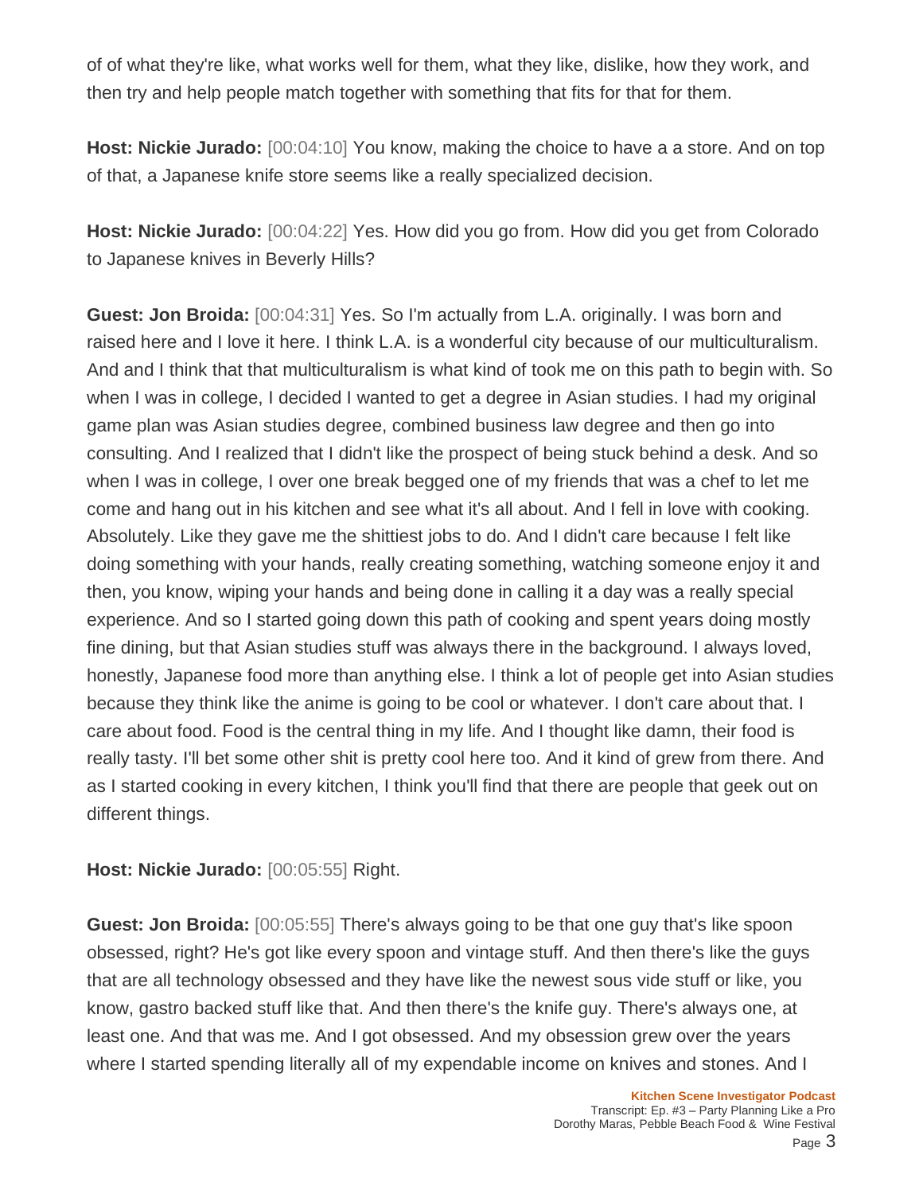of of what they're like, what works well for them, what they like, dislike, how they work, and then try and help people match together with something that fits for that for them.

**Host: Nickie Jurado:** [00:04:10] You know, making the choice to have a a store. And on top of that, a Japanese knife store seems like a really specialized decision.

**Host: Nickie Jurado:** [00:04:22] Yes. How did you go from. How did you get from Colorado to Japanese knives in Beverly Hills?

**Guest: Jon Broida:** [00:04:31] Yes. So I'm actually from L.A. originally. I was born and raised here and I love it here. I think L.A. is a wonderful city because of our multiculturalism. And and I think that that multiculturalism is what kind of took me on this path to begin with. So when I was in college, I decided I wanted to get a degree in Asian studies. I had my original game plan was Asian studies degree, combined business law degree and then go into consulting. And I realized that I didn't like the prospect of being stuck behind a desk. And so when I was in college, I over one break begged one of my friends that was a chef to let me come and hang out in his kitchen and see what it's all about. And I fell in love with cooking. Absolutely. Like they gave me the shittiest jobs to do. And I didn't care because I felt like doing something with your hands, really creating something, watching someone enjoy it and then, you know, wiping your hands and being done in calling it a day was a really special experience. And so I started going down this path of cooking and spent years doing mostly fine dining, but that Asian studies stuff was always there in the background. I always loved, honestly, Japanese food more than anything else. I think a lot of people get into Asian studies because they think like the anime is going to be cool or whatever. I don't care about that. I care about food. Food is the central thing in my life. And I thought like damn, their food is really tasty. I'll bet some other shit is pretty cool here too. And it kind of grew from there. And as I started cooking in every kitchen, I think you'll find that there are people that geek out on different things.

**Host: Nickie Jurado:** [00:05:55] Right.

**Guest: Jon Broida:** [00:05:55] There's always going to be that one guy that's like spoon obsessed, right? He's got like every spoon and vintage stuff. And then there's like the guys that are all technology obsessed and they have like the newest sous vide stuff or like, you know, gastro backed stuff like that. And then there's the knife guy. There's always one, at least one. And that was me. And I got obsessed. And my obsession grew over the years where I started spending literally all of my expendable income on knives and stones. And I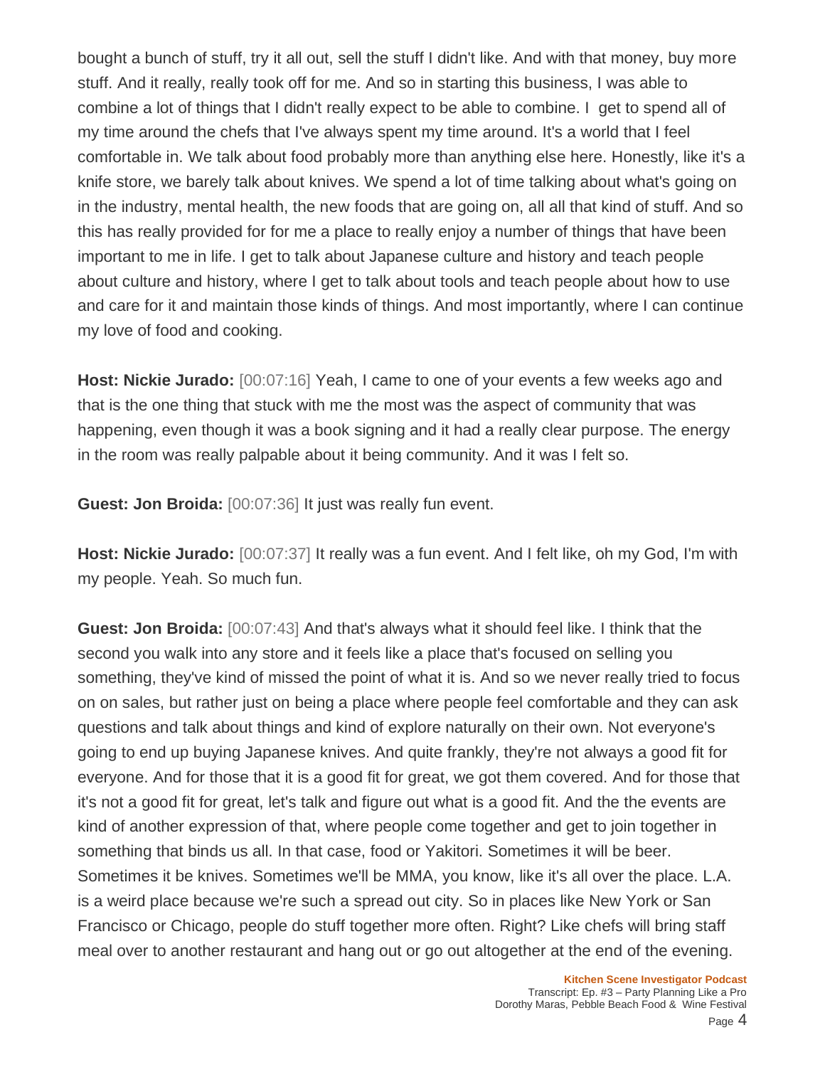bought a bunch of stuff, try it all out, sell the stuff I didn't like. And with that money, buy more stuff. And it really, really took off for me. And so in starting this business, I was able to combine a lot of things that I didn't really expect to be able to combine. I get to spend all of my time around the chefs that I've always spent my time around. It's a world that I feel comfortable in. We talk about food probably more than anything else here. Honestly, like it's a knife store, we barely talk about knives. We spend a lot of time talking about what's going on in the industry, mental health, the new foods that are going on, all all that kind of stuff. And so this has really provided for for me a place to really enjoy a number of things that have been important to me in life. I get to talk about Japanese culture and history and teach people about culture and history, where I get to talk about tools and teach people about how to use and care for it and maintain those kinds of things. And most importantly, where I can continue my love of food and cooking.

**Host: Nickie Jurado:** [00:07:16] Yeah, I came to one of your events a few weeks ago and that is the one thing that stuck with me the most was the aspect of community that was happening, even though it was a book signing and it had a really clear purpose. The energy in the room was really palpable about it being community. And it was I felt so.

**Guest: Jon Broida:** [00:07:36] It just was really fun event.

**Host: Nickie Jurado:** [00:07:37] It really was a fun event. And I felt like, oh my God, I'm with my people. Yeah. So much fun.

**Guest: Jon Broida:** [00:07:43] And that's always what it should feel like. I think that the second you walk into any store and it feels like a place that's focused on selling you something, they've kind of missed the point of what it is. And so we never really tried to focus on on sales, but rather just on being a place where people feel comfortable and they can ask questions and talk about things and kind of explore naturally on their own. Not everyone's going to end up buying Japanese knives. And quite frankly, they're not always a good fit for everyone. And for those that it is a good fit for great, we got them covered. And for those that it's not a good fit for great, let's talk and figure out what is a good fit. And the the events are kind of another expression of that, where people come together and get to join together in something that binds us all. In that case, food or Yakitori. Sometimes it will be beer. Sometimes it be knives. Sometimes we'll be MMA, you know, like it's all over the place. L.A. is a weird place because we're such a spread out city. So in places like New York or San Francisco or Chicago, people do stuff together more often. Right? Like chefs will bring staff meal over to another restaurant and hang out or go out altogether at the end of the evening.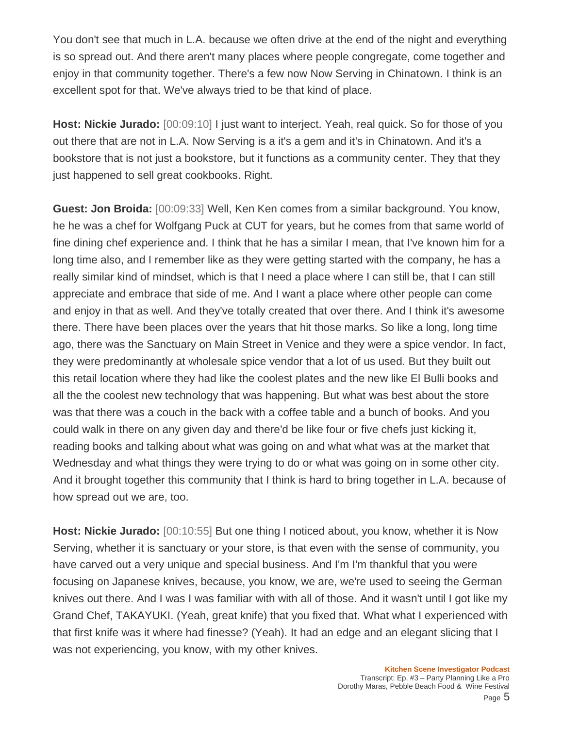You don't see that much in L.A. because we often drive at the end of the night and everything is so spread out. And there aren't many places where people congregate, come together and enjoy in that community together. There's a few now Now Serving in Chinatown. I think is an excellent spot for that. We've always tried to be that kind of place.

**Host: Nickie Jurado:** [00:09:10] I just want to interject. Yeah, real quick. So for those of you out there that are not in L.A. Now Serving is a it's a gem and it's in Chinatown. And it's a bookstore that is not just a bookstore, but it functions as a community center. They that they just happened to sell great cookbooks. Right.

**Guest: Jon Broida:** [00:09:33] Well, Ken Ken comes from a similar background. You know, he he was a chef for Wolfgang Puck at CUT for years, but he comes from that same world of fine dining chef experience and. I think that he has a similar I mean, that I've known him for a long time also, and I remember like as they were getting started with the company, he has a really similar kind of mindset, which is that I need a place where I can still be, that I can still appreciate and embrace that side of me. And I want a place where other people can come and enjoy in that as well. And they've totally created that over there. And I think it's awesome there. There have been places over the years that hit those marks. So like a long, long time ago, there was the Sanctuary on Main Street in Venice and they were a spice vendor. In fact, they were predominantly at wholesale spice vendor that a lot of us used. But they built out this retail location where they had like the coolest plates and the new like El Bulli books and all the the coolest new technology that was happening. But what was best about the store was that there was a couch in the back with a coffee table and a bunch of books. And you could walk in there on any given day and there'd be like four or five chefs just kicking it, reading books and talking about what was going on and what what was at the market that Wednesday and what things they were trying to do or what was going on in some other city. And it brought together this community that I think is hard to bring together in L.A. because of how spread out we are, too.

**Host: Nickie Jurado:** [00:10:55] But one thing I noticed about, you know, whether it is Now Serving, whether it is sanctuary or your store, is that even with the sense of community, you have carved out a very unique and special business. And I'm I'm thankful that you were focusing on Japanese knives, because, you know, we are, we're used to seeing the German knives out there. And I was I was familiar with with all of those. And it wasn't until I got like my Grand Chef, TAKAYUKI. (Yeah, great knife) that you fixed that. What what I experienced with that first knife was it where had finesse? (Yeah). It had an edge and an elegant slicing that I was not experiencing, you know, with my other knives.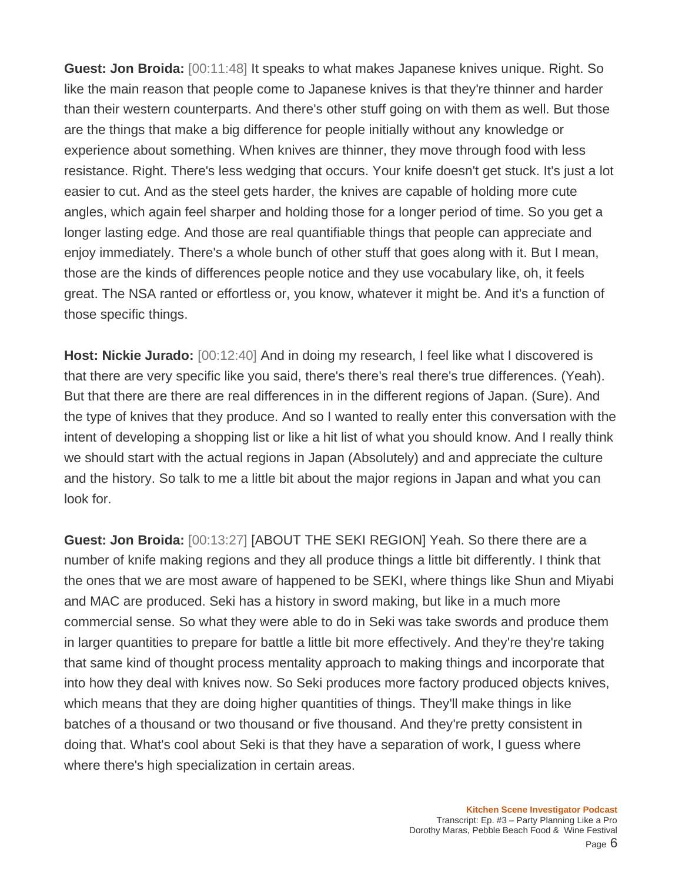**Guest: Jon Broida:** [00:11:48] It speaks to what makes Japanese knives unique. Right. So like the main reason that people come to Japanese knives is that they're thinner and harder than their western counterparts. And there's other stuff going on with them as well. But those are the things that make a big difference for people initially without any knowledge or experience about something. When knives are thinner, they move through food with less resistance. Right. There's less wedging that occurs. Your knife doesn't get stuck. It's just a lot easier to cut. And as the steel gets harder, the knives are capable of holding more cute angles, which again feel sharper and holding those for a longer period of time. So you get a longer lasting edge. And those are real quantifiable things that people can appreciate and enjoy immediately. There's a whole bunch of other stuff that goes along with it. But I mean, those are the kinds of differences people notice and they use vocabulary like, oh, it feels great. The NSA ranted or effortless or, you know, whatever it might be. And it's a function of those specific things.

**Host: Nickie Jurado:** [00:12:40] And in doing my research, I feel like what I discovered is that there are very specific like you said, there's there's real there's true differences. (Yeah). But that there are there are real differences in in the different regions of Japan. (Sure). And the type of knives that they produce. And so I wanted to really enter this conversation with the intent of developing a shopping list or like a hit list of what you should know. And I really think we should start with the actual regions in Japan (Absolutely) and and appreciate the culture and the history. So talk to me a little bit about the major regions in Japan and what you can look for.

**Guest: Jon Broida:** [00:13:27] [ABOUT THE SEKI REGION] Yeah. So there there are a number of knife making regions and they all produce things a little bit differently. I think that the ones that we are most aware of happened to be SEKI, where things like Shun and Miyabi and MAC are produced. Seki has a history in sword making, but like in a much more commercial sense. So what they were able to do in Seki was take swords and produce them in larger quantities to prepare for battle a little bit more effectively. And they're they're taking that same kind of thought process mentality approach to making things and incorporate that into how they deal with knives now. So Seki produces more factory produced objects knives, which means that they are doing higher quantities of things. They'll make things in like batches of a thousand or two thousand or five thousand. And they're pretty consistent in doing that. What's cool about Seki is that they have a separation of work, I guess where where there's high specialization in certain areas.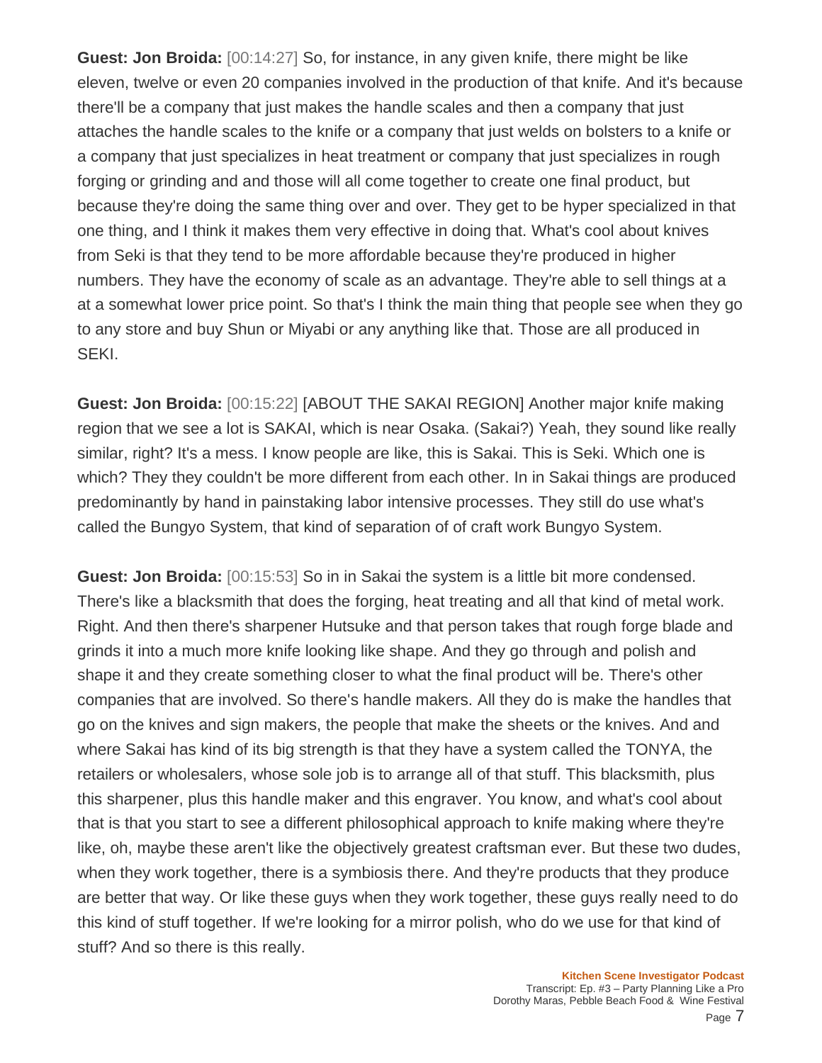**Guest: Jon Broida:** [00:14:27] So, for instance, in any given knife, there might be like eleven, twelve or even 20 companies involved in the production of that knife. And it's because there'll be a company that just makes the handle scales and then a company that just attaches the handle scales to the knife or a company that just welds on bolsters to a knife or a company that just specializes in heat treatment or company that just specializes in rough forging or grinding and and those will all come together to create one final product, but because they're doing the same thing over and over. They get to be hyper specialized in that one thing, and I think it makes them very effective in doing that. What's cool about knives from Seki is that they tend to be more affordable because they're produced in higher numbers. They have the economy of scale as an advantage. They're able to sell things at a at a somewhat lower price point. So that's I think the main thing that people see when they go to any store and buy Shun or Miyabi or any anything like that. Those are all produced in SEKI.

**Guest: Jon Broida:** [00:15:22] [ABOUT THE SAKAI REGION] Another major knife making region that we see a lot is SAKAI, which is near Osaka. (Sakai?) Yeah, they sound like really similar, right? It's a mess. I know people are like, this is Sakai. This is Seki. Which one is which? They they couldn't be more different from each other. In in Sakai things are produced predominantly by hand in painstaking labor intensive processes. They still do use what's called the Bungyo System, that kind of separation of of craft work Bungyo System.

**Guest: Jon Broida:** [00:15:53] So in in Sakai the system is a little bit more condensed. There's like a blacksmith that does the forging, heat treating and all that kind of metal work. Right. And then there's sharpener Hutsuke and that person takes that rough forge blade and grinds it into a much more knife looking like shape. And they go through and polish and shape it and they create something closer to what the final product will be. There's other companies that are involved. So there's handle makers. All they do is make the handles that go on the knives and sign makers, the people that make the sheets or the knives. And and where Sakai has kind of its big strength is that they have a system called the TONYA, the retailers or wholesalers, whose sole job is to arrange all of that stuff. This blacksmith, plus this sharpener, plus this handle maker and this engraver. You know, and what's cool about that is that you start to see a different philosophical approach to knife making where they're like, oh, maybe these aren't like the objectively greatest craftsman ever. But these two dudes, when they work together, there is a symbiosis there. And they're products that they produce are better that way. Or like these guys when they work together, these guys really need to do this kind of stuff together. If we're looking for a mirror polish, who do we use for that kind of stuff? And so there is this really.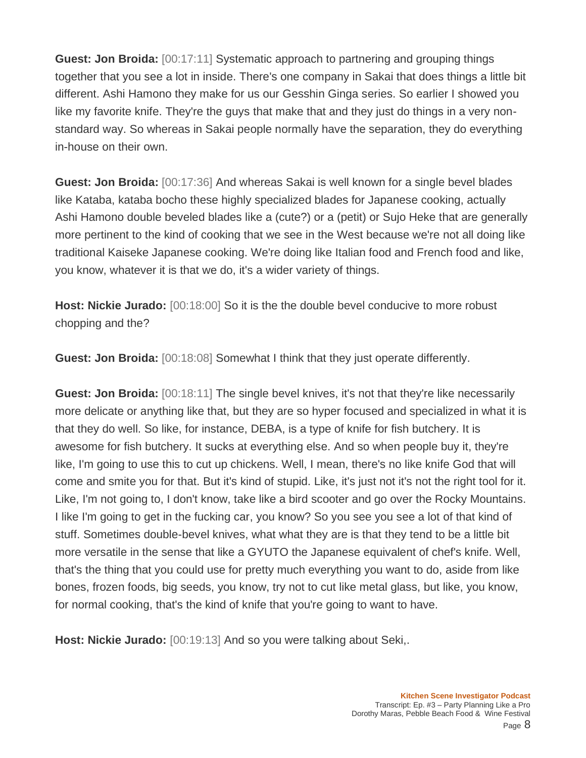**Guest: Jon Broida:** [00:17:11] Systematic approach to partnering and grouping things together that you see a lot in inside. There's one company in Sakai that does things a little bit different. Ashi Hamono they make for us our Gesshin Ginga series. So earlier I showed you like my favorite knife. They're the guys that make that and they just do things in a very non-standard way. So whereas in Sakai people normally have the separation, they do everything in-house on their own.

**Guest: Jon Broida:** [00:17:36] And whereas Sakai is well known for a single bevel blades like Kataba, kataba bocho these highly specialized blades for Japanese cooking, actually Ashi Hamono double beveled blades like a (cute?) or a (petit) or Sujo Heke that are generally more pertinent to the kind of cooking that we see in the West because we're not all doing like traditional Kaiseke Japanese cooking. We're doing like Italian food and French food and like, you know, whatever it is that we do, it's a wider variety of things.

**Host: Nickie Jurado:** [00:18:00] So it is the the double bevel conducive to more robust chopping and the?

**Guest: Jon Broida:** [00:18:08] Somewhat I think that they just operate differently.

**Guest: Jon Broida:** [00:18:11] The single bevel knives, it's not that they're like necessarily more delicate or anything like that, but they are so hyper focused and specialized in what it is that they do well. So like, for instance, DEBA, is a type of knife for fish butchery. It is awesome for fish butchery. It sucks at everything else. And so when people buy it, they're like, I'm going to use this to cut up chickens. Well, I mean, there's no like knife God that will come and smite you for that. But it's kind of stupid. Like, it's just not it's not the right tool for it. Like, I'm not going to, I don't know, take like a bird scooter and go over the Rocky Mountains. I like I'm going to get in the fucking car, you know? So you see you see a lot of that kind of stuff. Sometimes double-bevel knives, what what they are is that they tend to be a little bit more versatile in the sense that like a GYUTO the Japanese equivalent of chef's knife. Well, that's the thing that you could use for pretty much everything you want to do, aside from like bones, frozen foods, big seeds, you know, try not to cut like metal glass, but like, you know, for normal cooking, that's the kind of knife that you're going to want to have.

**Host: Nickie Jurado:** [00:19:13] And so you were talking about Seki,.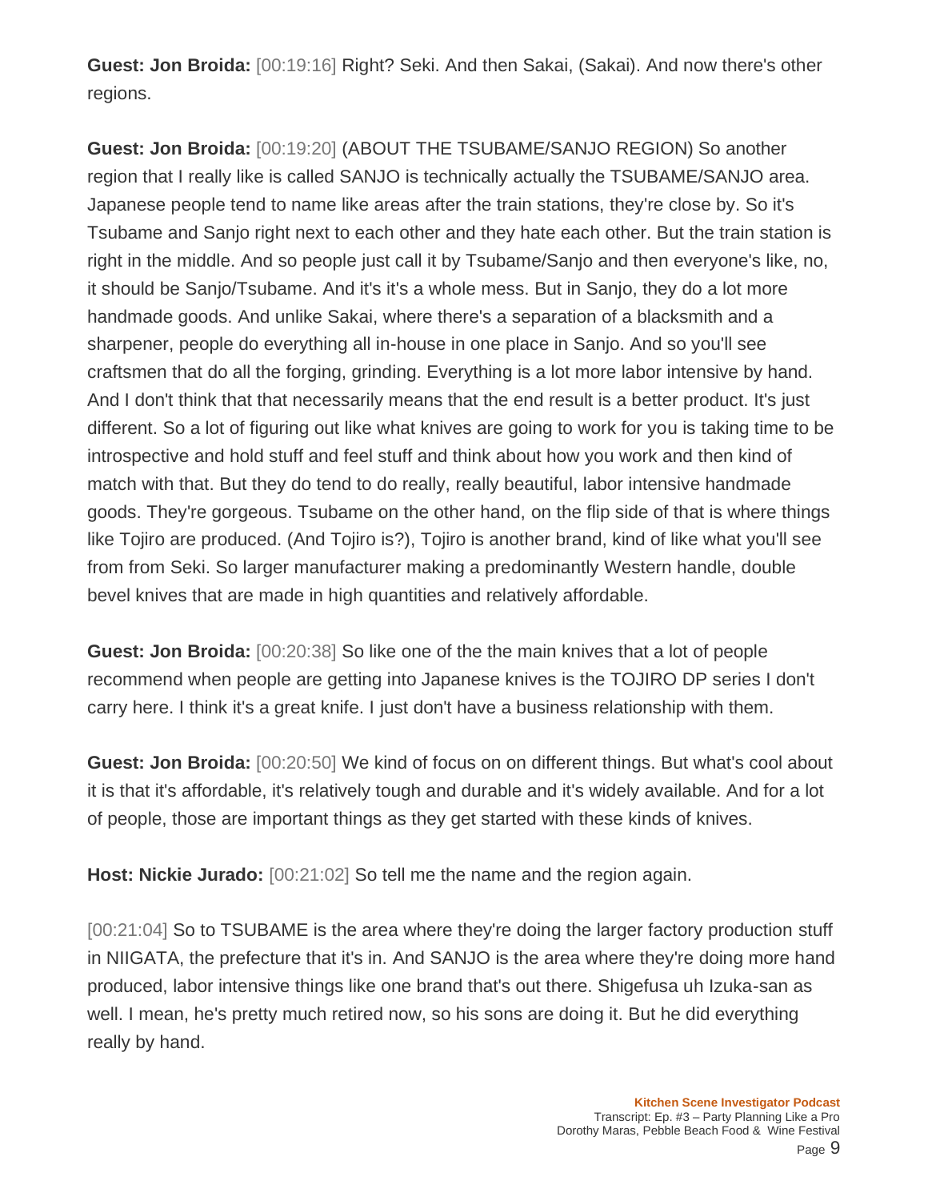**Guest: Jon Broida:** [00:19:16] Right? Seki. And then Sakai, (Sakai). And now there's other regions.

**Guest: Jon Broida:** [00:19:20] (ABOUT THE TSUBAME/SANJO REGION) So another region that I really like is called SANJO is technically actually the TSUBAME/SANJO area. Japanese people tend to name like areas after the train stations, they're close by. So it's Tsubame and Sanjo right next to each other and they hate each other. But the train station is right in the middle. And so people just call it by Tsubame/Sanjo and then everyone's like, no, it should be Sanjo/Tsubame. And it's it's a whole mess. But in Sanjo, they do a lot more handmade goods. And unlike Sakai, where there's a separation of a blacksmith and a sharpener, people do everything all in-house in one place in Sanjo. And so you'll see craftsmen that do all the forging, grinding. Everything is a lot more labor intensive by hand. And I don't think that that necessarily means that the end result is a better product. It's just different. So a lot of figuring out like what knives are going to work for you is taking time to be introspective and hold stuff and feel stuff and think about how you work and then kind of match with that. But they do tend to do really, really beautiful, labor intensive handmade goods. They're gorgeous. Tsubame on the other hand, on the flip side of that is where things like Tojiro are produced. (And Tojiro is?), Tojiro is another brand, kind of like what you'll see from from Seki. So larger manufacturer making a predominantly Western handle, double bevel knives that are made in high quantities and relatively affordable.

**Guest: Jon Broida:** [00:20:38] So like one of the the main knives that a lot of people recommend when people are getting into Japanese knives is the TOJIRO DP series I don't carry here. I think it's a great knife. I just don't have a business relationship with them.

**Guest: Jon Broida:** [00:20:50] We kind of focus on on different things. But what's cool about it is that it's affordable, it's relatively tough and durable and it's widely available. And for a lot of people, those are important things as they get started with these kinds of knives.

**Host: Nickie Jurado:** [00:21:02] So tell me the name and the region again.

[00:21:04] So to TSUBAME is the area where they're doing the larger factory production stuff in NIIGATA, the prefecture that it's in. And SANJO is the area where they're doing more hand produced, labor intensive things like one brand that's out there. Shigefusa uh Izuka-san as well. I mean, he's pretty much retired now, so his sons are doing it. But he did everything really by hand.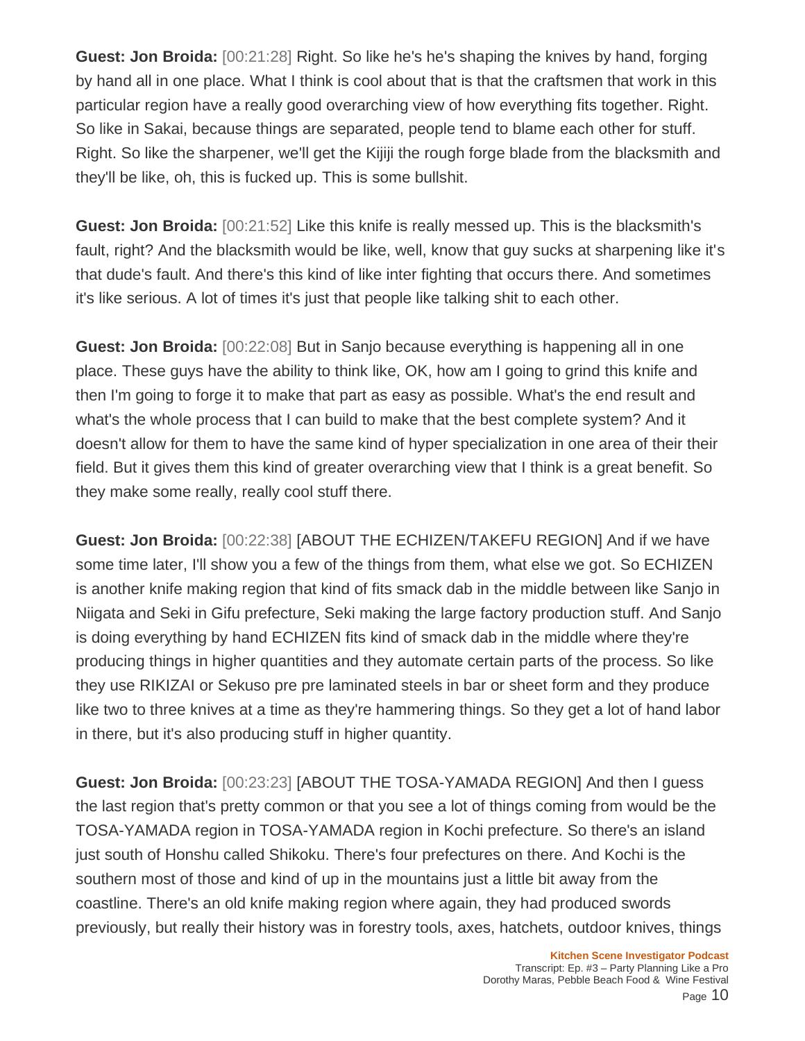**Guest: Jon Broida:** [00:21:28] Right. So like he's he's shaping the knives by hand, forging by hand all in one place. What I think is cool about that is that the craftsmen that work in this particular region have a really good overarching view of how everything fits together. Right. So like in Sakai, because things are separated, people tend to blame each other for stuff. Right. So like the sharpener, we'll get the Kijiji the rough forge blade from the blacksmith and they'll be like, oh, this is fucked up. This is some bullshit.

**Guest: Jon Broida:** [00:21:52] Like this knife is really messed up. This is the blacksmith's fault, right? And the blacksmith would be like, well, know that guy sucks at sharpening like it's that dude's fault. And there's this kind of like inter fighting that occurs there. And sometimes it's like serious. A lot of times it's just that people like talking shit to each other.

**Guest: Jon Broida:** [00:22:08] But in Sanjo because everything is happening all in one place. These guys have the ability to think like, OK, how am I going to grind this knife and then I'm going to forge it to make that part as easy as possible. What's the end result and what's the whole process that I can build to make that the best complete system? And it doesn't allow for them to have the same kind of hyper specialization in one area of their their field. But it gives them this kind of greater overarching view that I think is a great benefit. So they make some really, really cool stuff there.

**Guest: Jon Broida:** [00:22:38] [ABOUT THE ECHIZEN/TAKEFU REGION] And if we have some time later, I'll show you a few of the things from them, what else we got. So ECHIZEN is another knife making region that kind of fits smack dab in the middle between like Sanjo in Niigata and Seki in Gifu prefecture, Seki making the large factory production stuff. And Sanjo is doing everything by hand ECHIZEN fits kind of smack dab in the middle where they're producing things in higher quantities and they automate certain parts of the process. So like they use RIKIZAI or Sekuso pre pre laminated steels in bar or sheet form and they produce like two to three knives at a time as they're hammering things. So they get a lot of hand labor in there, but it's also producing stuff in higher quantity.

**Guest: Jon Broida:** [00:23:23] [ABOUT THE TOSA-YAMADA REGION] And then I guess the last region that's pretty common or that you see a lot of things coming from would be the TOSA-YAMADA region in TOSA-YAMADA region in Kochi prefecture. So there's an island just south of Honshu called Shikoku. There's four prefectures on there. And Kochi is the southern most of those and kind of up in the mountains just a little bit away from the coastline. There's an old knife making region where again, they had produced swords previously, but really their history was in forestry tools, axes, hatchets, outdoor knives, things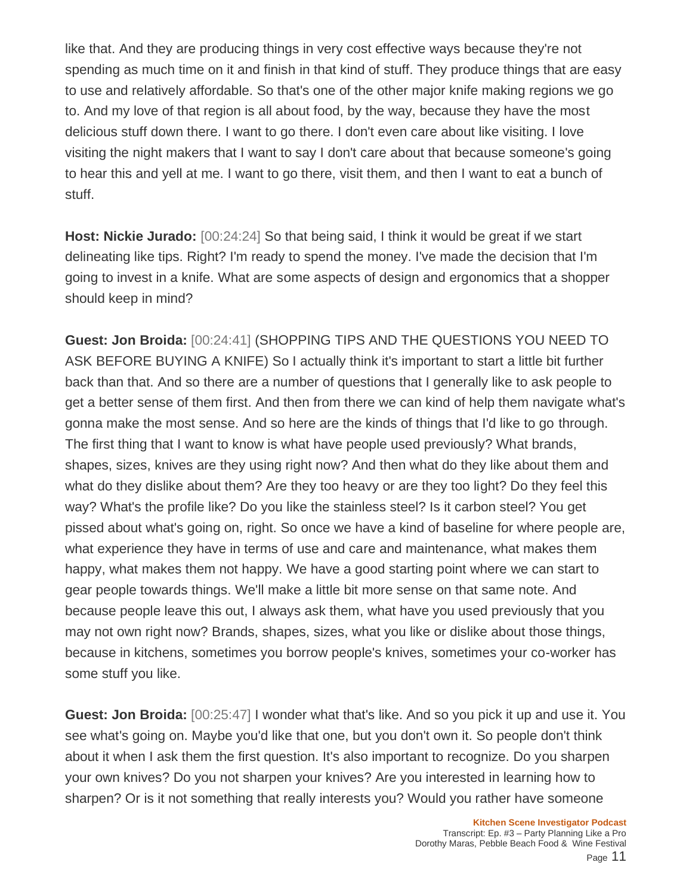like that. And they are producing things in very cost effective ways because they're not spending as much time on it and finish in that kind of stuff. They produce things that are easy to use and relatively affordable. So that's one of the other major knife making regions we go to. And my love of that region is all about food, by the way, because they have the most delicious stuff down there. I want to go there. I don't even care about like visiting. I love visiting the night makers that I want to say I don't care about that because someone's going to hear this and yell at me. I want to go there, visit them, and then I want to eat a bunch of stuff.

**Host: Nickie Jurado:** [00:24:24] So that being said, I think it would be great if we start delineating like tips. Right? I'm ready to spend the money. I've made the decision that I'm going to invest in a knife. What are some aspects of design and ergonomics that a shopper should keep in mind?

**Guest: Jon Broida:** [00:24:41] (SHOPPING TIPS AND THE QUESTIONS YOU NEED TO ASK BEFORE BUYING A KNIFE) So I actually think it's important to start a little bit further back than that. And so there are a number of questions that I generally like to ask people to get a better sense of them first. And then from there we can kind of help them navigate what's gonna make the most sense. And so here are the kinds of things that I'd like to go through. The first thing that I want to know is what have people used previously? What brands, shapes, sizes, knives are they using right now? And then what do they like about them and what do they dislike about them? Are they too heavy or are they too light? Do they feel this way? What's the profile like? Do you like the stainless steel? Is it carbon steel? You get pissed about what's going on, right. So once we have a kind of baseline for where people are, what experience they have in terms of use and care and maintenance, what makes them happy, what makes them not happy. We have a good starting point where we can start to gear people towards things. We'll make a little bit more sense on that same note. And because people leave this out, I always ask them, what have you used previously that you may not own right now? Brands, shapes, sizes, what you like or dislike about those things, because in kitchens, sometimes you borrow people's knives, sometimes your co-worker has some stuff you like.

**Guest: Jon Broida:** [00:25:47] I wonder what that's like. And so you pick it up and use it. You see what's going on. Maybe you'd like that one, but you don't own it. So people don't think about it when I ask them the first question. It's also important to recognize. Do you sharpen your own knives? Do you not sharpen your knives? Are you interested in learning how to sharpen? Or is it not something that really interests you? Would you rather have someone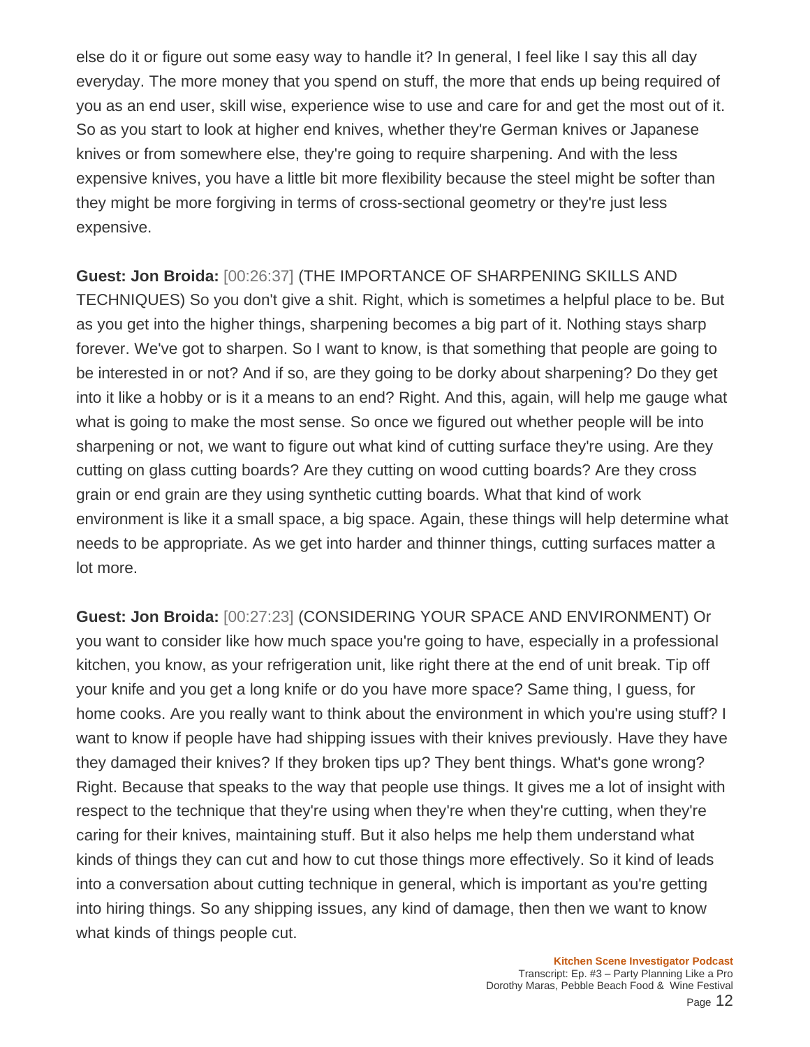else do it or figure out some easy way to handle it? In general, I feel like I say this all day everyday. The more money that you spend on stuff, the more that ends up being required of you as an end user, skill wise, experience wise to use and care for and get the most out of it. So as you start to look at higher end knives, whether they're German knives or Japanese knives or from somewhere else, they're going to require sharpening. And with the less expensive knives, you have a little bit more flexibility because the steel might be softer than they might be more forgiving in terms of cross-sectional geometry or they're just less expensive.

**Guest: Jon Broida:** [00:26:37] (THE IMPORTANCE OF SHARPENING SKILLS AND TECHNIQUES) So you don't give a shit. Right, which is sometimes a helpful place to be. But as you get into the higher things, sharpening becomes a big part of it. Nothing stays sharp forever. We've got to sharpen. So I want to know, is that something that people are going to be interested in or not? And if so, are they going to be dorky about sharpening? Do they get into it like a hobby or is it a means to an end? Right. And this, again, will help me gauge what what is going to make the most sense. So once we figured out whether people will be into sharpening or not, we want to figure out what kind of cutting surface they're using. Are they cutting on glass cutting boards? Are they cutting on wood cutting boards? Are they cross grain or end grain are they using synthetic cutting boards. What that kind of work environment is like it a small space, a big space. Again, these things will help determine what needs to be appropriate. As we get into harder and thinner things, cutting surfaces matter a lot more.

**Guest: Jon Broida:** [00:27:23] (CONSIDERING YOUR SPACE AND ENVIRONMENT) Or you want to consider like how much space you're going to have, especially in a professional kitchen, you know, as your refrigeration unit, like right there at the end of unit break. Tip off your knife and you get a long knife or do you have more space? Same thing, I guess, for home cooks. Are you really want to think about the environment in which you're using stuff? I want to know if people have had shipping issues with their knives previously. Have they have they damaged their knives? If they broken tips up? They bent things. What's gone wrong? Right. Because that speaks to the way that people use things. It gives me a lot of insight with respect to the technique that they're using when they're when they're cutting, when they're caring for their knives, maintaining stuff. But it also helps me help them understand what kinds of things they can cut and how to cut those things more effectively. So it kind of leads into a conversation about cutting technique in general, which is important as you're getting into hiring things. So any shipping issues, any kind of damage, then then we want to know what kinds of things people cut.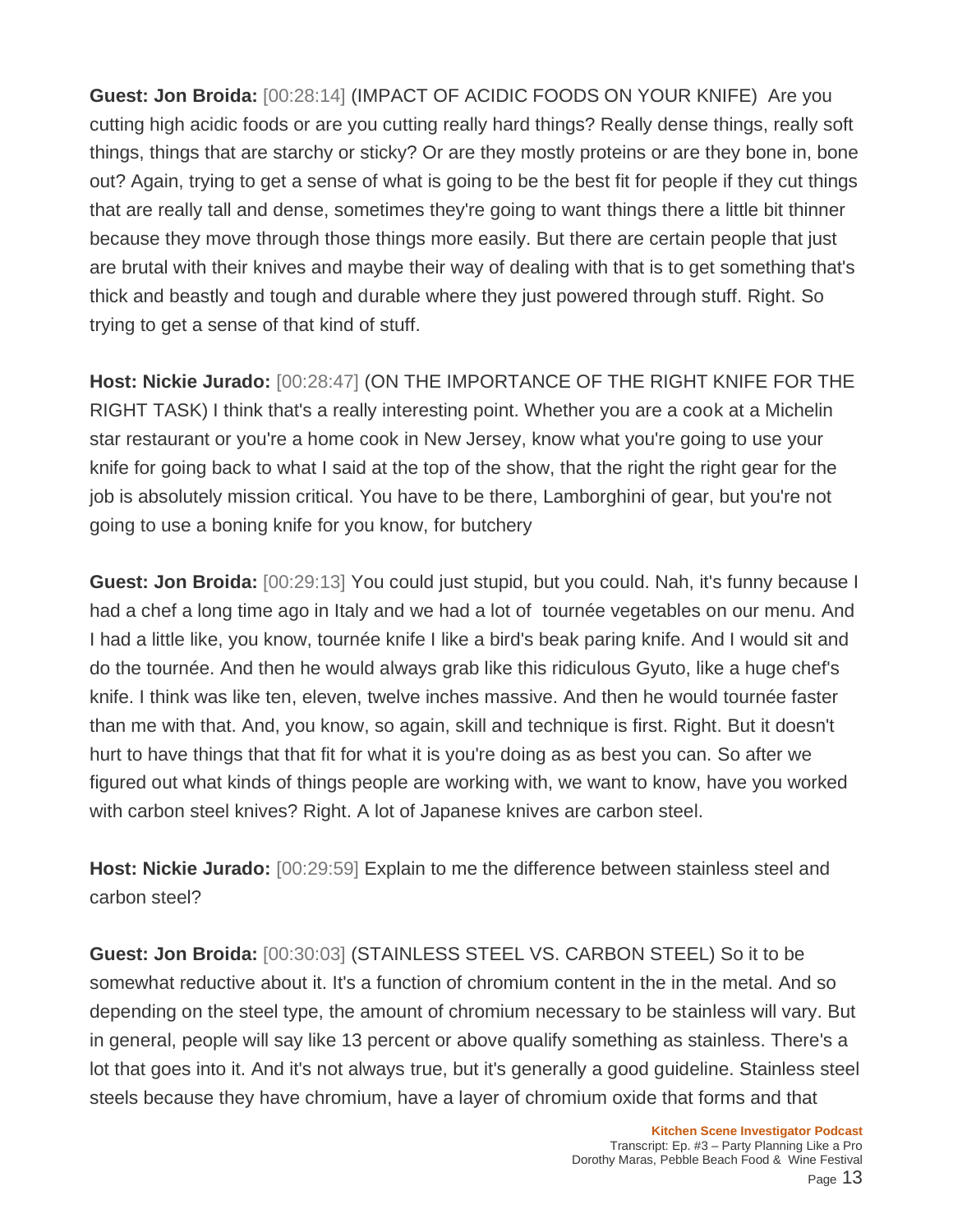**Guest: Jon Broida:** [00:28:14] (IMPACT OF ACIDIC FOODS ON YOUR KNIFE) Are you cutting high acidic foods or are you cutting really hard things? Really dense things, really soft things, things that are starchy or sticky? Or are they mostly proteins or are they bone in, bone out? Again, trying to get a sense of what is going to be the best fit for people if they cut things that are really tall and dense, sometimes they're going to want things there a little bit thinner because they move through those things more easily. But there are certain people that just are brutal with their knives and maybe their way of dealing with that is to get something that's thick and beastly and tough and durable where they just powered through stuff. Right. So trying to get a sense of that kind of stuff.

**Host: Nickie Jurado:** [00:28:47] (ON THE IMPORTANCE OF THE RIGHT KNIFE FOR THE RIGHT TASK) I think that's a really interesting point. Whether you are a cook at a Michelin star restaurant or you're a home cook in New Jersey, know what you're going to use your knife for going back to what I said at the top of the show, that the right the right gear for the job is absolutely mission critical. You have to be there, Lamborghini of gear, but you're not going to use a boning knife for you know, for butchery

**Guest: Jon Broida:** [00:29:13] You could just stupid, but you could. Nah, it's funny because I had a chef a long time ago in Italy and we had a lot of tournée vegetables on our menu. And I had a little like, you know, tournée knife I like a bird's beak paring knife. And I would sit and do the tournée. And then he would always grab like this ridiculous Gyuto, like a huge chef's knife. I think was like ten, eleven, twelve inches massive. And then he would tournée faster than me with that. And, you know, so again, skill and technique is first. Right. But it doesn't hurt to have things that that fit for what it is you're doing as as best you can. So after we figured out what kinds of things people are working with, we want to know, have you worked with carbon steel knives? Right. A lot of Japanese knives are carbon steel.

**Host: Nickie Jurado:** [00:29:59] Explain to me the difference between stainless steel and carbon steel?

**Guest: Jon Broida:** [00:30:03] (STAINLESS STEEL VS. CARBON STEEL) So it to be somewhat reductive about it. It's a function of chromium content in the in the metal. And so depending on the steel type, the amount of chromium necessary to be stainless will vary. But in general, people will say like 13 percent or above qualify something as stainless. There's a lot that goes into it. And it's not always true, but it's generally a good guideline. Stainless steel steels because they have chromium, have a layer of chromium oxide that forms and that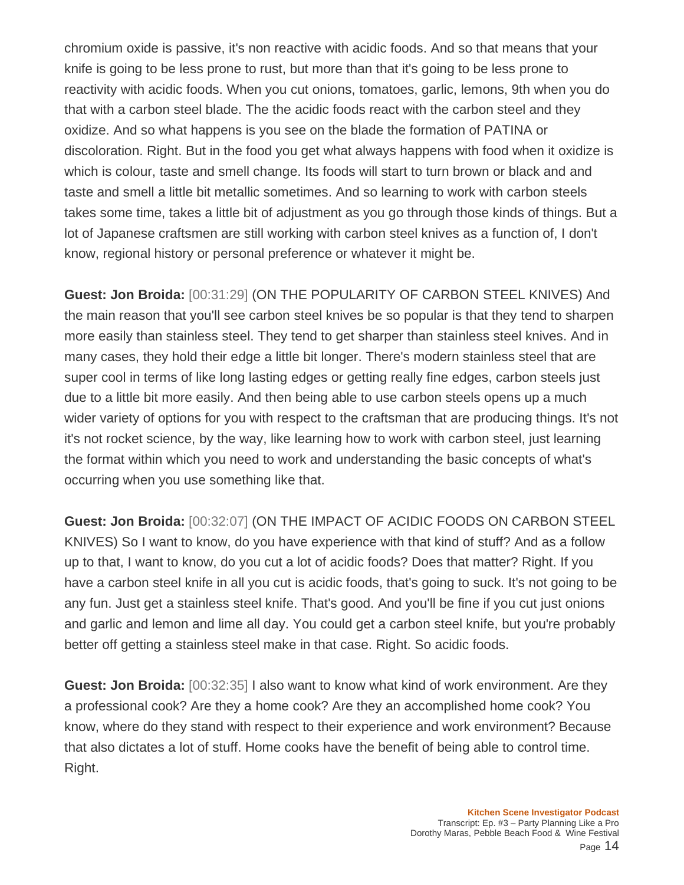chromium oxide is passive, it's non reactive with acidic foods. And so that means that your knife is going to be less prone to rust, but more than that it's going to be less prone to reactivity with acidic foods. When you cut onions, tomatoes, garlic, lemons, 9th when you do that with a carbon steel blade. The the acidic foods react with the carbon steel and they oxidize. And so what happens is you see on the blade the formation of PATINA or discoloration. Right. But in the food you get what always happens with food when it oxidize is which is colour, taste and smell change. Its foods will start to turn brown or black and and taste and smell a little bit metallic sometimes. And so learning to work with carbon steels takes some time, takes a little bit of adjustment as you go through those kinds of things. But a lot of Japanese craftsmen are still working with carbon steel knives as a function of, I don't know, regional history or personal preference or whatever it might be.

**Guest: Jon Broida:** [00:31:29] (ON THE POPULARITY OF CARBON STEEL KNIVES) And the main reason that you'll see carbon steel knives be so popular is that they tend to sharpen more easily than stainless steel. They tend to get sharper than stainless steel knives. And in many cases, they hold their edge a little bit longer. There's modern stainless steel that are super cool in terms of like long lasting edges or getting really fine edges, carbon steels just due to a little bit more easily. And then being able to use carbon steels opens up a much wider variety of options for you with respect to the craftsman that are producing things. It's not it's not rocket science, by the way, like learning how to work with carbon steel, just learning the format within which you need to work and understanding the basic concepts of what's occurring when you use something like that.

**Guest: Jon Broida:** [00:32:07] (ON THE IMPACT OF ACIDIC FOODS ON CARBON STEEL KNIVES) So I want to know, do you have experience with that kind of stuff? And as a follow up to that, I want to know, do you cut a lot of acidic foods? Does that matter? Right. If you have a carbon steel knife in all you cut is acidic foods, that's going to suck. It's not going to be any fun. Just get a stainless steel knife. That's good. And you'll be fine if you cut just onions and garlic and lemon and lime all day. You could get a carbon steel knife, but you're probably better off getting a stainless steel make in that case. Right. So acidic foods.

**Guest: Jon Broida:** [00:32:35] I also want to know what kind of work environment. Are they a professional cook? Are they a home cook? Are they an accomplished home cook? You know, where do they stand with respect to their experience and work environment? Because that also dictates a lot of stuff. Home cooks have the benefit of being able to control time. Right.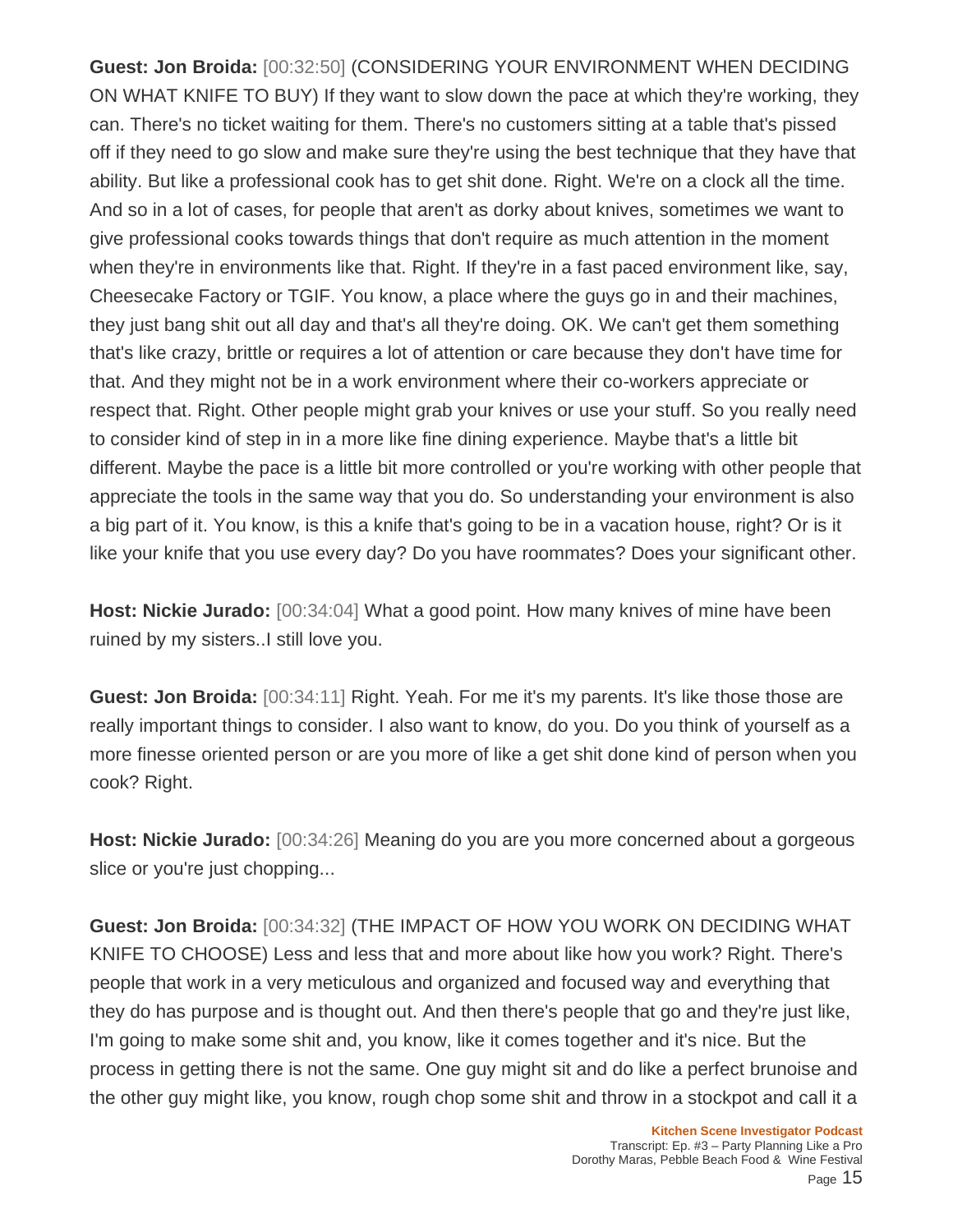**Guest: Jon Broida:** [00:32:50] (CONSIDERING YOUR ENVIRONMENT WHEN DECIDING ON WHAT KNIFE TO BUY) If they want to slow down the pace at which they're working, they can. There's no ticket waiting for them. There's no customers sitting at a table that's pissed off if they need to go slow and make sure they're using the best technique that they have that ability. But like a professional cook has to get shit done. Right. We're on a clock all the time. And so in a lot of cases, for people that aren't as dorky about knives, sometimes we want to give professional cooks towards things that don't require as much attention in the moment when they're in environments like that. Right. If they're in a fast paced environment like, say, Cheesecake Factory or TGIF. You know, a place where the guys go in and their machines, they just bang shit out all day and that's all they're doing. OK. We can't get them something that's like crazy, brittle or requires a lot of attention or care because they don't have time for that. And they might not be in a work environment where their co-workers appreciate or respect that. Right. Other people might grab your knives or use your stuff. So you really need to consider kind of step in in a more like fine dining experience. Maybe that's a little bit different. Maybe the pace is a little bit more controlled or you're working with other people that appreciate the tools in the same way that you do. So understanding your environment is also a big part of it. You know, is this a knife that's going to be in a vacation house, right? Or is it like your knife that you use every day? Do you have roommates? Does your significant other.

**Host: Nickie Jurado:** [00:34:04] What a good point. How many knives of mine have been ruined by my sisters..I still love you.

**Guest: Jon Broida:** [00:34:11] Right. Yeah. For me it's my parents. It's like those those are really important things to consider. I also want to know, do you. Do you think of yourself as a more finesse oriented person or are you more of like a get shit done kind of person when you cook? Right.

**Host: Nickie Jurado:** [00:34:26] Meaning do you are you more concerned about a gorgeous slice or you're just chopping...

**Guest: Jon Broida:** [00:34:32] (THE IMPACT OF HOW YOU WORK ON DECIDING WHAT KNIFE TO CHOOSE) Less and less that and more about like how you work? Right. There's people that work in a very meticulous and organized and focused way and everything that they do has purpose and is thought out. And then there's people that go and they're just like, I'm going to make some shit and, you know, like it comes together and it's nice. But the process in getting there is not the same. One guy might sit and do like a perfect brunoise and the other guy might like, you know, rough chop some shit and throw in a stockpot and call it a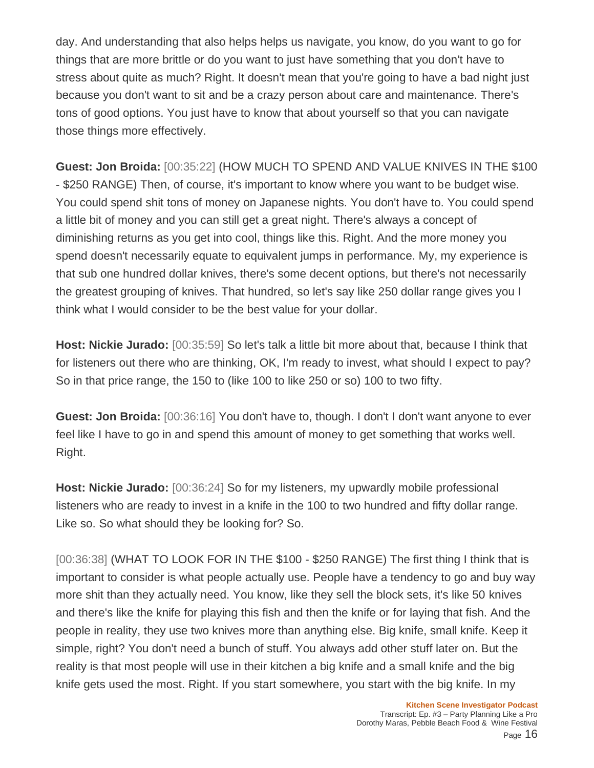day. And understanding that also helps helps us navigate, you know, do you want to go for things that are more brittle or do you want to just have something that you don't have to stress about quite as much? Right. It doesn't mean that you're going to have a bad night just because you don't want to sit and be a crazy person about care and maintenance. There's tons of good options. You just have to know that about yourself so that you can navigate those things more effectively.

**Guest: Jon Broida:** [00:35:22] (HOW MUCH TO SPEND AND VALUE KNIVES IN THE $100 - $250 RANGE) Then, of course, it's important to know where you want to be budget wise. You could spend shit tons of money on Japanese nights. You don't have to. You could spend a little bit of money and you can still get a great night. There's always a concept of diminishing returns as you get into cool, things like this. Right. And the more money you spend doesn't necessarily equate to equivalent jumps in performance. My, my experience is that sub one hundred dollar knives, there's some decent options, but there's not necessarily the greatest grouping of knives. That hundred, so let's say like 250 dollar range gives you I think what I would consider to be the best value for your dollar.

**Host: Nickie Jurado:** [00:35:59] So let's talk a little bit more about that, because I think that for listeners out there who are thinking, OK, I'm ready to invest, what should I expect to pay? So in that price range, the 150 to (like 100 to like 250 or so) 100 to two fifty.

**Guest: Jon Broida:** [00:36:16] You don't have to, though. I don't I don't want anyone to ever feel like I have to go in and spend this amount of money to get something that works well. Right.

**Host: Nickie Jurado:** [00:36:24] So for my listeners, my upwardly mobile professional listeners who are ready to invest in a knife in the 100 to two hundred and fifty dollar range. Like so. So what should they be looking for? So.

[00:36:38] (WHAT TO LOOK FOR IN THE $100 - $250 RANGE) The first thing I think that is important to consider is what people actually use. People have a tendency to go and buy way more shit than they actually need. You know, like they sell the block sets, it's like 50 knives and there's like the knife for playing this fish and then the knife or for laying that fish. And the people in reality, they use two knives more than anything else. Big knife, small knife. Keep it simple, right? You don't need a bunch of stuff. You always add other stuff later on. But the reality is that most people will use in their kitchen a big knife and a small knife and the big knife gets used the most. Right. If you start somewhere, you start with the big knife. In my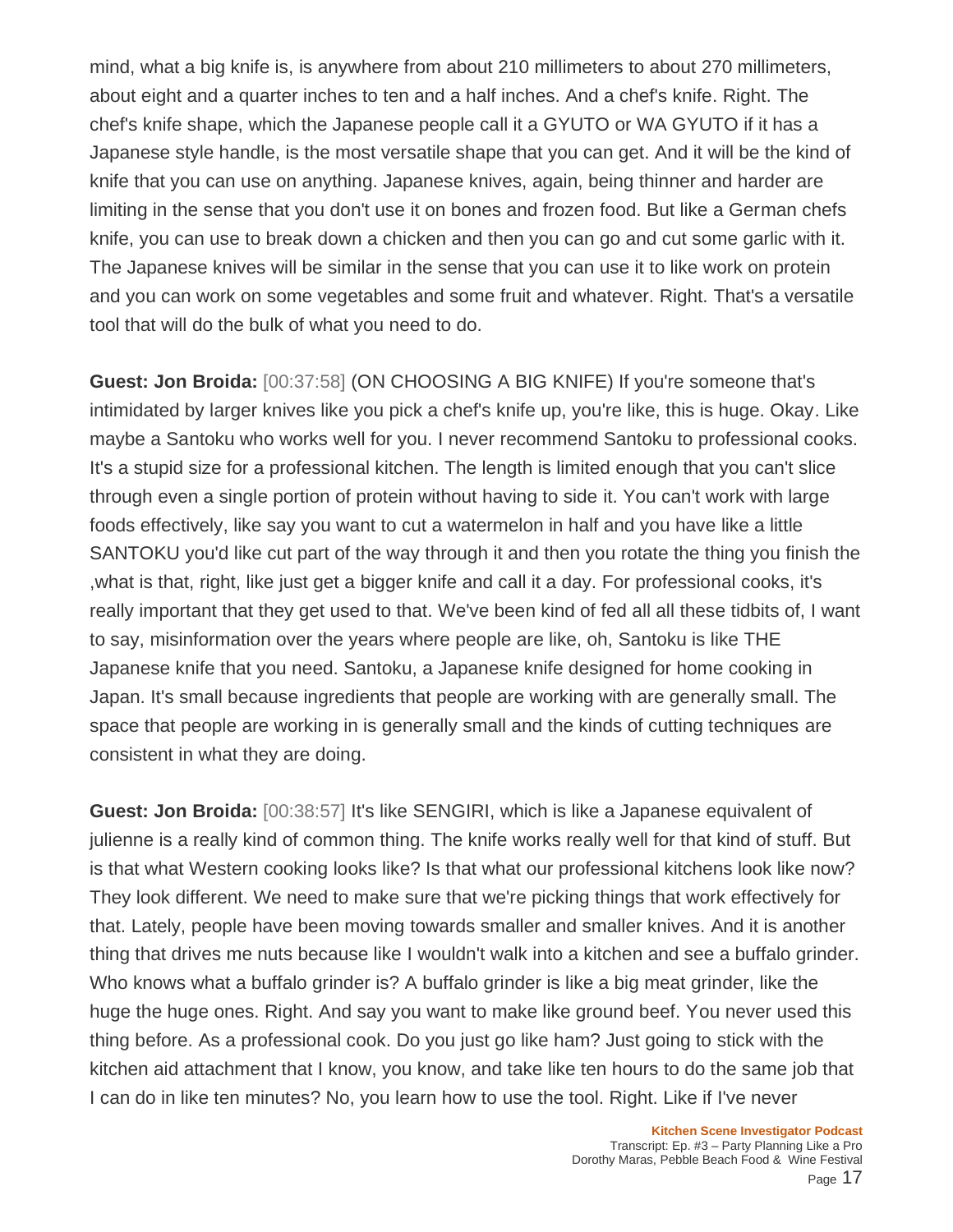mind, what a big knife is, is anywhere from about 210 millimeters to about 270 millimeters, about eight and a quarter inches to ten and a half inches. And a chef's knife. Right. The chef's knife shape, which the Japanese people call it a GYUTO or WA GYUTO if it has a Japanese style handle, is the most versatile shape that you can get. And it will be the kind of knife that you can use on anything. Japanese knives, again, being thinner and harder are limiting in the sense that you don't use it on bones and frozen food. But like a German chefs knife, you can use to break down a chicken and then you can go and cut some garlic with it. The Japanese knives will be similar in the sense that you can use it to like work on protein and you can work on some vegetables and some fruit and whatever. Right. That's a versatile tool that will do the bulk of what you need to do.

**Guest: Jon Broida:** [00:37:58] (ON CHOOSING A BIG KNIFE) If you're someone that's intimidated by larger knives like you pick a chef's knife up, you're like, this is huge. Okay. Like maybe a Santoku who works well for you. I never recommend Santoku to professional cooks. It's a stupid size for a professional kitchen. The length is limited enough that you can't slice through even a single portion of protein without having to side it. You can't work with large foods effectively, like say you want to cut a watermelon in half and you have like a little SANTOKU you'd like cut part of the way through it and then you rotate the thing you finish the ,what is that, right, like just get a bigger knife and call it a day. For professional cooks, it's really important that they get used to that. We've been kind of fed all all these tidbits of, I want to say, misinformation over the years where people are like, oh, Santoku is like THE Japanese knife that you need. Santoku, a Japanese knife designed for home cooking in Japan. It's small because ingredients that people are working with are generally small. The space that people are working in is generally small and the kinds of cutting techniques are consistent in what they are doing.

**Guest: Jon Broida:** [00:38:57] It's like SENGIRI, which is like a Japanese equivalent of julienne is a really kind of common thing. The knife works really well for that kind of stuff. But is that what Western cooking looks like? Is that what our professional kitchens look like now? They look different. We need to make sure that we're picking things that work effectively for that. Lately, people have been moving towards smaller and smaller knives. And it is another thing that drives me nuts because like I wouldn't walk into a kitchen and see a buffalo grinder. Who knows what a buffalo grinder is? A buffalo grinder is like a big meat grinder, like the huge the huge ones. Right. And say you want to make like ground beef. You never used this thing before. As a professional cook. Do you just go like ham? Just going to stick with the kitchen aid attachment that I know, you know, and take like ten hours to do the same job that I can do in like ten minutes? No, you learn how to use the tool. Right. Like if I've never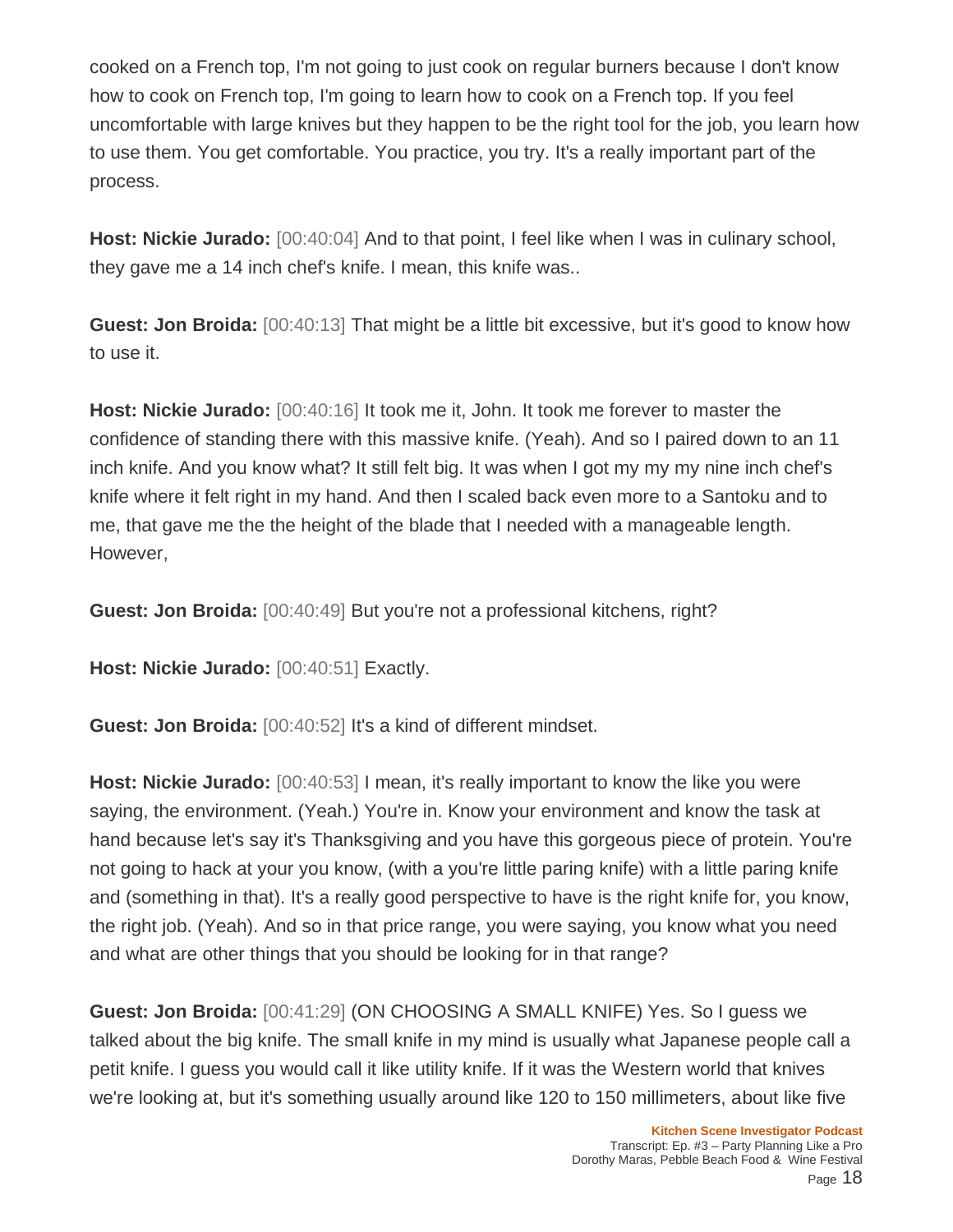cooked on a French top, I'm not going to just cook on regular burners because I don't know how to cook on French top, I'm going to learn how to cook on a French top. If you feel uncomfortable with large knives but they happen to be the right tool for the job, you learn how to use them. You get comfortable. You practice, you try. It's a really important part of the process.

**Host: Nickie Jurado:** [00:40:04] And to that point, I feel like when I was in culinary school, they gave me a 14 inch chef's knife. I mean, this knife was..

**Guest: Jon Broida:** [00:40:13] That might be a little bit excessive, but it's good to know how to use it.

**Host: Nickie Jurado:** [00:40:16] It took me it, John. It took me forever to master the confidence of standing there with this massive knife. (Yeah). And so I paired down to an 11 inch knife. And you know what? It still felt big. It was when I got my my my nine inch chef's knife where it felt right in my hand. And then I scaled back even more to a Santoku and to me, that gave me the the height of the blade that I needed with a manageable length. However,

**Guest: Jon Broida:** [00:40:49] But you're not a professional kitchens, right?

**Host: Nickie Jurado:** [00:40:51] Exactly.

**Guest: Jon Broida:** [00:40:52] It's a kind of different mindset.

**Host: Nickie Jurado:** [00:40:53] I mean, it's really important to know the like you were saying, the environment. (Yeah.) You're in. Know your environment and know the task at hand because let's say it's Thanksgiving and you have this gorgeous piece of protein. You're not going to hack at your you know, (with a you're little paring knife) with a little paring knife and (something in that). It's a really good perspective to have is the right knife for, you know, the right job. (Yeah). And so in that price range, you were saying, you know what you need and what are other things that you should be looking for in that range?

**Guest: Jon Broida:** [00:41:29] (ON CHOOSING A SMALL KNIFE) Yes. So I guess we talked about the big knife. The small knife in my mind is usually what Japanese people call a petit knife. I guess you would call it like utility knife. If it was the Western world that knives we're looking at, but it's something usually around like 120 to 150 millimeters, about like five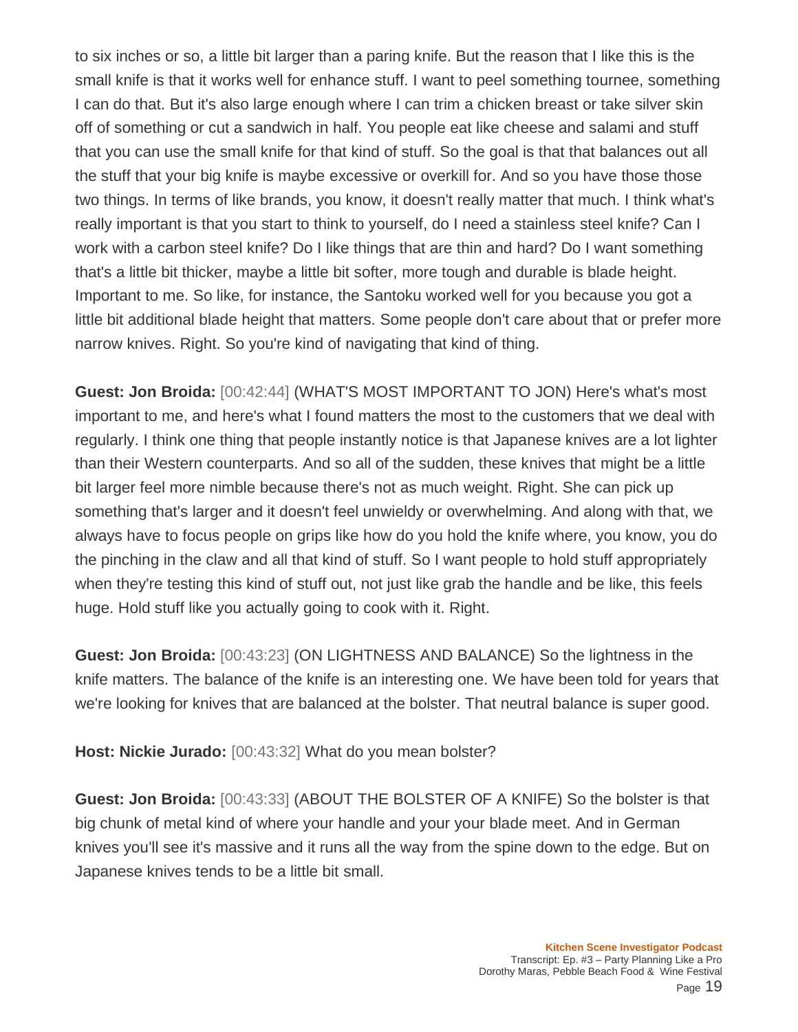to six inches or so, a little bit larger than a paring knife. But the reason that I like this is the small knife is that it works well for enhance stuff. I want to peel something tournee, something I can do that. But it's also large enough where I can trim a chicken breast or take silver skin off of something or cut a sandwich in half. You people eat like cheese and salami and stuff that you can use the small knife for that kind of stuff. So the goal is that that balances out all the stuff that your big knife is maybe excessive or overkill for. And so you have those those two things. In terms of like brands, you know, it doesn't really matter that much. I think what's really important is that you start to think to yourself, do I need a stainless steel knife? Can I work with a carbon steel knife? Do I like things that are thin and hard? Do I want something that's a little bit thicker, maybe a little bit softer, more tough and durable is blade height. Important to me. So like, for instance, the Santoku worked well for you because you got a little bit additional blade height that matters. Some people don't care about that or prefer more narrow knives. Right. So you're kind of navigating that kind of thing.

**Guest: Jon Broida:** [00:42:44] (WHAT'S MOST IMPORTANT TO JON) Here's what's most important to me, and here's what I found matters the most to the customers that we deal with regularly. I think one thing that people instantly notice is that Japanese knives are a lot lighter than their Western counterparts. And so all of the sudden, these knives that might be a little bit larger feel more nimble because there's not as much weight. Right. She can pick up something that's larger and it doesn't feel unwieldy or overwhelming. And along with that, we always have to focus people on grips like how do you hold the knife where, you know, you do the pinching in the claw and all that kind of stuff. So I want people to hold stuff appropriately when they're testing this kind of stuff out, not just like grab the handle and be like, this feels huge. Hold stuff like you actually going to cook with it. Right.

**Guest: Jon Broida:** [00:43:23] (ON LIGHTNESS AND BALANCE) So the lightness in the knife matters. The balance of the knife is an interesting one. We have been told for years that we're looking for knives that are balanced at the bolster. That neutral balance is super good.

**Host: Nickie Jurado:** [00:43:32] What do you mean bolster?

**Guest: Jon Broida:** [00:43:33] (ABOUT THE BOLSTER OF A KNIFE) So the bolster is that big chunk of metal kind of where your handle and your your blade meet. And in German knives you'll see it's massive and it runs all the way from the spine down to the edge. But on Japanese knives tends to be a little bit small.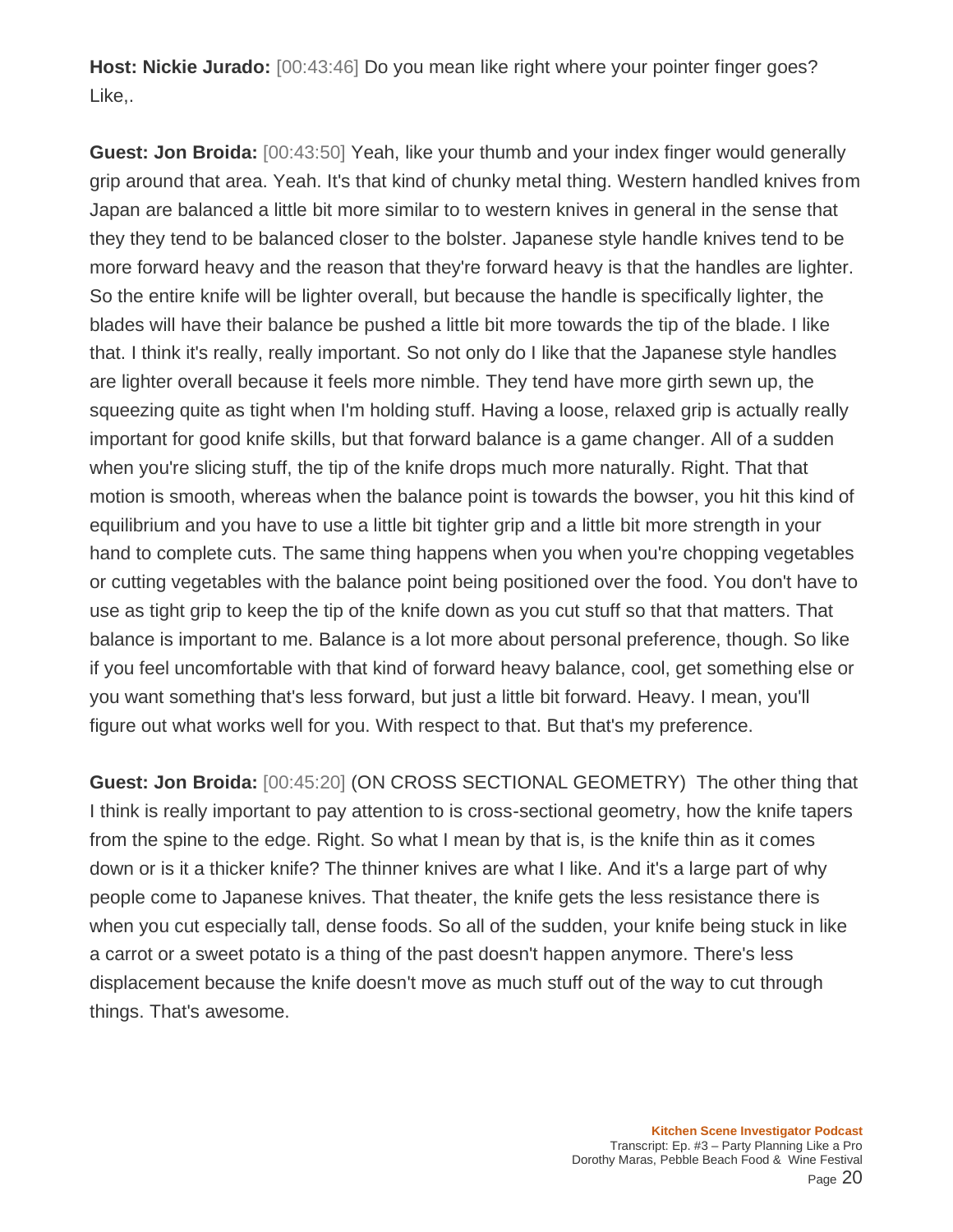**Host: Nickie Jurado:** [00:43:46] Do you mean like right where your pointer finger goes? Like,.

**Guest: Jon Broida:** [00:43:50] Yeah, like your thumb and your index finger would generally grip around that area. Yeah. It's that kind of chunky metal thing. Western handled knives from Japan are balanced a little bit more similar to to western knives in general in the sense that they they tend to be balanced closer to the bolster. Japanese style handle knives tend to be more forward heavy and the reason that they're forward heavy is that the handles are lighter. So the entire knife will be lighter overall, but because the handle is specifically lighter, the blades will have their balance be pushed a little bit more towards the tip of the blade. I like that. I think it's really, really important. So not only do I like that the Japanese style handles are lighter overall because it feels more nimble. They tend have more girth sewn up, the squeezing quite as tight when I'm holding stuff. Having a loose, relaxed grip is actually really important for good knife skills, but that forward balance is a game changer. All of a sudden when you're slicing stuff, the tip of the knife drops much more naturally. Right. That that motion is smooth, whereas when the balance point is towards the bowser, you hit this kind of equilibrium and you have to use a little bit tighter grip and a little bit more strength in your hand to complete cuts. The same thing happens when you when you're chopping vegetables or cutting vegetables with the balance point being positioned over the food. You don't have to use as tight grip to keep the tip of the knife down as you cut stuff so that that matters. That balance is important to me. Balance is a lot more about personal preference, though. So like if you feel uncomfortable with that kind of forward heavy balance, cool, get something else or you want something that's less forward, but just a little bit forward. Heavy. I mean, you'll figure out what works well for you. With respect to that. But that's my preference.

**Guest: Jon Broida:** [00:45:20] (ON CROSS SECTIONAL GEOMETRY) The other thing that I think is really important to pay attention to is cross-sectional geometry, how the knife tapers from the spine to the edge. Right. So what I mean by that is, is the knife thin as it comes down or is it a thicker knife? The thinner knives are what I like. And it's a large part of why people come to Japanese knives. That theater, the knife gets the less resistance there is when you cut especially tall, dense foods. So all of the sudden, your knife being stuck in like a carrot or a sweet potato is a thing of the past doesn't happen anymore. There's less displacement because the knife doesn't move as much stuff out of the way to cut through things. That's awesome.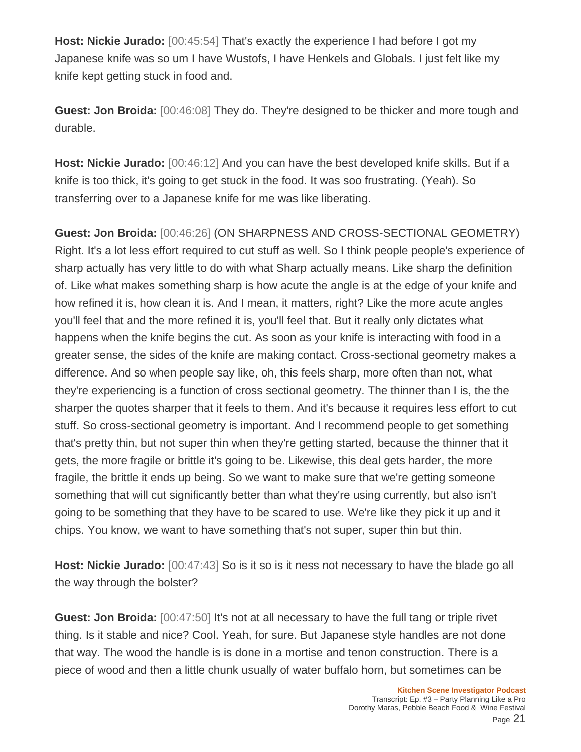**Host: Nickie Jurado:** [00:45:54] That's exactly the experience I had before I got my Japanese knife was so um I have Wustofs, I have Henkels and Globals. I just felt like my knife kept getting stuck in food and.

**Guest: Jon Broida:** [00:46:08] They do. They're designed to be thicker and more tough and durable.

**Host: Nickie Jurado:** [00:46:12] And you can have the best developed knife skills. But if a knife is too thick, it's going to get stuck in the food. It was soo frustrating. (Yeah). So transferring over to a Japanese knife for me was like liberating.

**Guest: Jon Broida:** [00:46:26] (ON SHARPNESS AND CROSS-SECTIONAL GEOMETRY) Right. It's a lot less effort required to cut stuff as well. So I think people people's experience of sharp actually has very little to do with what Sharp actually means. Like sharp the definition of. Like what makes something sharp is how acute the angle is at the edge of your knife and how refined it is, how clean it is. And I mean, it matters, right? Like the more acute angles you'll feel that and the more refined it is, you'll feel that. But it really only dictates what happens when the knife begins the cut. As soon as your knife is interacting with food in a greater sense, the sides of the knife are making contact. Cross-sectional geometry makes a difference. And so when people say like, oh, this feels sharp, more often than not, what they're experiencing is a function of cross sectional geometry. The thinner than I is, the the sharper the quotes sharper that it feels to them. And it's because it requires less effort to cut stuff. So cross-sectional geometry is important. And I recommend people to get something that's pretty thin, but not super thin when they're getting started, because the thinner that it gets, the more fragile or brittle it's going to be. Likewise, this deal gets harder, the more fragile, the brittle it ends up being. So we want to make sure that we're getting someone something that will cut significantly better than what they're using currently, but also isn't going to be something that they have to be scared to use. We're like they pick it up and it chips. You know, we want to have something that's not super, super thin but thin.

**Host: Nickie Jurado:** [00:47:43] So is it so is it ness not necessary to have the blade go all the way through the bolster?

**Guest: Jon Broida:** [00:47:50] It's not at all necessary to have the full tang or triple rivet thing. Is it stable and nice? Cool. Yeah, for sure. But Japanese style handles are not done that way. The wood the handle is is done in a mortise and tenon construction. There is a piece of wood and then a little chunk usually of water buffalo horn, but sometimes can be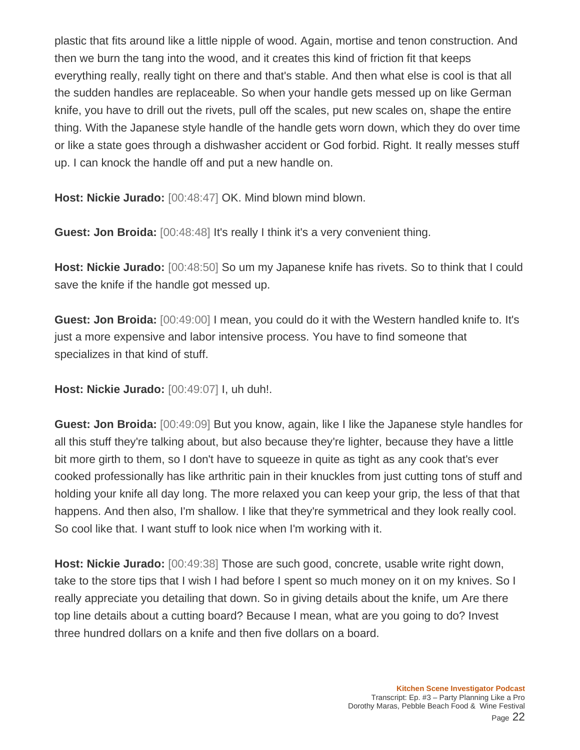plastic that fits around like a little nipple of wood. Again, mortise and tenon construction. And then we burn the tang into the wood, and it creates this kind of friction fit that keeps everything really, really tight on there and that's stable. And then what else is cool is that all the sudden handles are replaceable. So when your handle gets messed up on like German knife, you have to drill out the rivets, pull off the scales, put new scales on, shape the entire thing. With the Japanese style handle of the handle gets worn down, which they do over time or like a state goes through a dishwasher accident or God forbid. Right. It really messes stuff up. I can knock the handle off and put a new handle on.

**Host: Nickie Jurado:** [00:48:47] OK. Mind blown mind blown.

**Guest: Jon Broida:** [00:48:48] It's really I think it's a very convenient thing.

**Host: Nickie Jurado:** [00:48:50] So um my Japanese knife has rivets. So to think that I could save the knife if the handle got messed up.

**Guest: Jon Broida:** [00:49:00] I mean, you could do it with the Western handled knife to. It's just a more expensive and labor intensive process. You have to find someone that specializes in that kind of stuff.

**Host: Nickie Jurado:** [00:49:07] I, uh duh!.

**Guest: Jon Broida:** [00:49:09] But you know, again, like I like the Japanese style handles for all this stuff they're talking about, but also because they're lighter, because they have a little bit more girth to them, so I don't have to squeeze in quite as tight as any cook that's ever cooked professionally has like arthritic pain in their knuckles from just cutting tons of stuff and holding your knife all day long. The more relaxed you can keep your grip, the less of that that happens. And then also, I'm shallow. I like that they're symmetrical and they look really cool. So cool like that. I want stuff to look nice when I'm working with it.

**Host: Nickie Jurado:** [00:49:38] Those are such good, concrete, usable write right down, take to the store tips that I wish I had before I spent so much money on it on my knives. So I really appreciate you detailing that down. So in giving details about the knife, um Are there top line details about a cutting board? Because I mean, what are you going to do? Invest three hundred dollars on a knife and then five dollars on a board.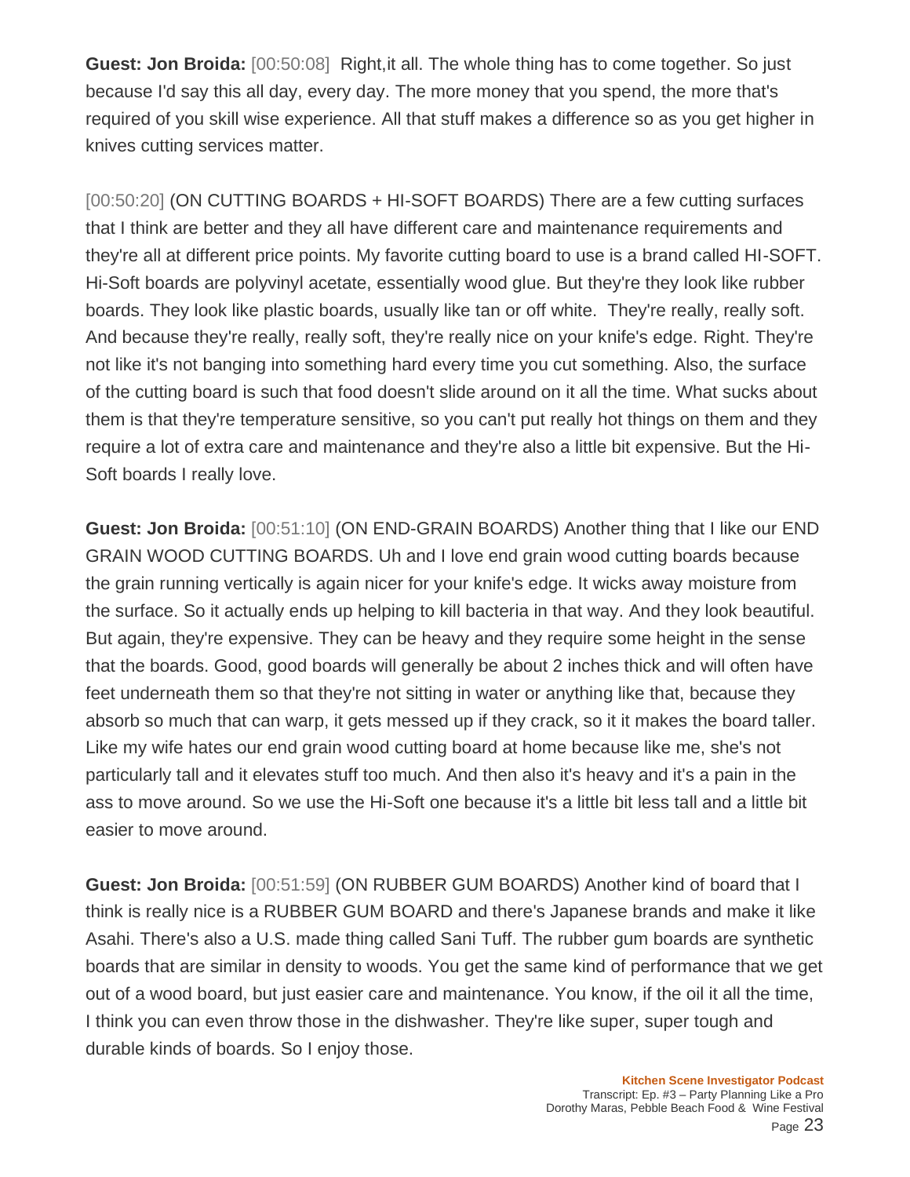**Guest: Jon Broida:** [00:50:08] Right,it all. The whole thing has to come together. So just because I'd say this all day, every day. The more money that you spend, the more that's required of you skill wise experience. All that stuff makes a difference so as you get higher in knives cutting services matter.

[00:50:20] (ON CUTTING BOARDS + HI-SOFT BOARDS) There are a few cutting surfaces that I think are better and they all have different care and maintenance requirements and they're all at different price points. My favorite cutting board to use is a brand called HI-SOFT. Hi-Soft boards are polyvinyl acetate, essentially wood glue. But they're they look like rubber boards. They look like plastic boards, usually like tan or off white. They're really, really soft. And because they're really, really soft, they're really nice on your knife's edge. Right. They're not like it's not banging into something hard every time you cut something. Also, the surface of the cutting board is such that food doesn't slide around on it all the time. What sucks about them is that they're temperature sensitive, so you can't put really hot things on them and they require a lot of extra care and maintenance and they're also a little bit expensive. But the Hi-Soft boards I really love.

**Guest: Jon Broida:** [00:51:10] (ON END-GRAIN BOARDS) Another thing that I like our END GRAIN WOOD CUTTING BOARDS. Uh and I love end grain wood cutting boards because the grain running vertically is again nicer for your knife's edge. It wicks away moisture from the surface. So it actually ends up helping to kill bacteria in that way. And they look beautiful. But again, they're expensive. They can be heavy and they require some height in the sense that the boards. Good, good boards will generally be about 2 inches thick and will often have feet underneath them so that they're not sitting in water or anything like that, because they absorb so much that can warp, it gets messed up if they crack, so it it makes the board taller. Like my wife hates our end grain wood cutting board at home because like me, she's not particularly tall and it elevates stuff too much. And then also it's heavy and it's a pain in the ass to move around. So we use the Hi-Soft one because it's a little bit less tall and a little bit easier to move around.

**Guest: Jon Broida:** [00:51:59] (ON RUBBER GUM BOARDS) Another kind of board that I think is really nice is a RUBBER GUM BOARD and there's Japanese brands and make it like Asahi. There's also a U.S. made thing called Sani Tuff. The rubber gum boards are synthetic boards that are similar in density to woods. You get the same kind of performance that we get out of a wood board, but just easier care and maintenance. You know, if the oil it all the time, I think you can even throw those in the dishwasher. They're like super, super tough and durable kinds of boards. So I enjoy those.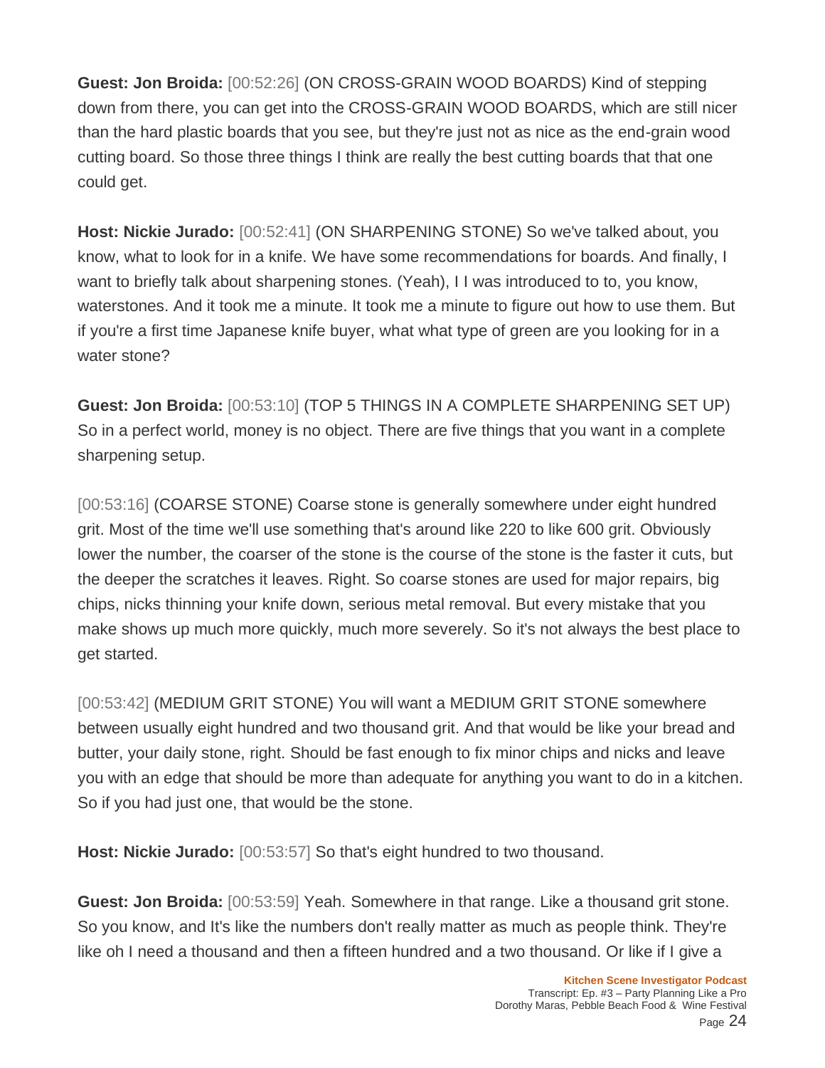**Guest: Jon Broida:** [00:52:26] (ON CROSS-GRAIN WOOD BOARDS) Kind of stepping down from there, you can get into the CROSS-GRAIN WOOD BOARDS, which are still nicer than the hard plastic boards that you see, but they're just not as nice as the end-grain wood cutting board. So those three things I think are really the best cutting boards that that one could get.

**Host: Nickie Jurado:** [00:52:41] (ON SHARPENING STONE) So we've talked about, you know, what to look for in a knife. We have some recommendations for boards. And finally, I want to briefly talk about sharpening stones. (Yeah), I I was introduced to to, you know, waterstones. And it took me a minute. It took me a minute to figure out how to use them. But if you're a first time Japanese knife buyer, what what type of green are you looking for in a water stone?

**Guest: Jon Broida:** [00:53:10] (TOP 5 THINGS IN A COMPLETE SHARPENING SET UP) So in a perfect world, money is no object. There are five things that you want in a complete sharpening setup.

[00:53:16] (COARSE STONE) Coarse stone is generally somewhere under eight hundred grit. Most of the time we'll use something that's around like 220 to like 600 grit. Obviously lower the number, the coarser of the stone is the course of the stone is the faster it cuts, but the deeper the scratches it leaves. Right. So coarse stones are used for major repairs, big chips, nicks thinning your knife down, serious metal removal. But every mistake that you make shows up much more quickly, much more severely. So it's not always the best place to get started.

[00:53:42] (MEDIUM GRIT STONE) You will want a MEDIUM GRIT STONE somewhere between usually eight hundred and two thousand grit. And that would be like your bread and butter, your daily stone, right. Should be fast enough to fix minor chips and nicks and leave you with an edge that should be more than adequate for anything you want to do in a kitchen. So if you had just one, that would be the stone.

**Host: Nickie Jurado:** [00:53:57] So that's eight hundred to two thousand.

**Guest: Jon Broida:** [00:53:59] Yeah. Somewhere in that range. Like a thousand grit stone. So you know, and It's like the numbers don't really matter as much as people think. They're like oh I need a thousand and then a fifteen hundred and a two thousand. Or like if I give a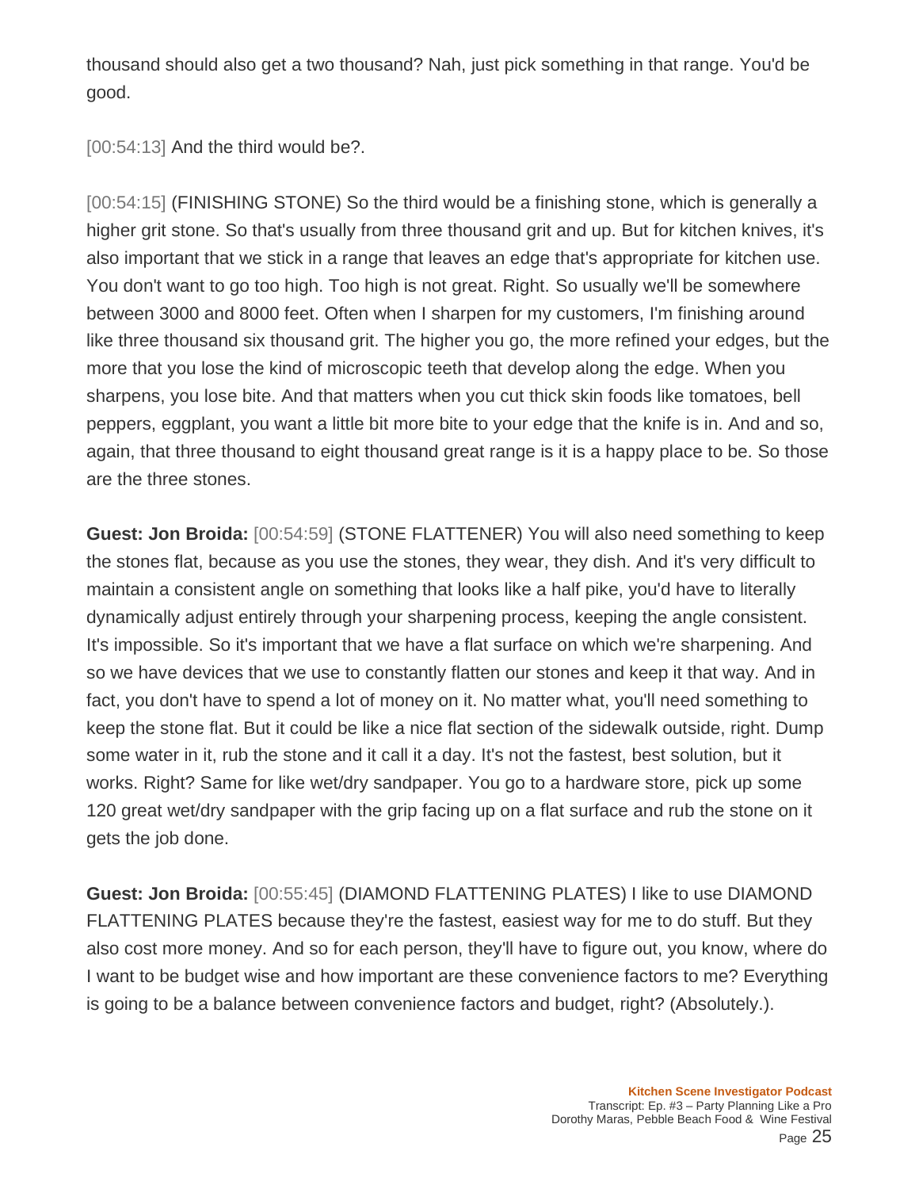thousand should also get a two thousand? Nah, just pick something in that range. You'd be good.

[00:54:13] And the third would be?.

[00:54:15] (FINISHING STONE) So the third would be a finishing stone, which is generally a higher grit stone. So that's usually from three thousand grit and up. But for kitchen knives, it's also important that we stick in a range that leaves an edge that's appropriate for kitchen use. You don't want to go too high. Too high is not great. Right. So usually we'll be somewhere between 3000 and 8000 feet. Often when I sharpen for my customers, I'm finishing around like three thousand six thousand grit. The higher you go, the more refined your edges, but the more that you lose the kind of microscopic teeth that develop along the edge. When you sharpens, you lose bite. And that matters when you cut thick skin foods like tomatoes, bell peppers, eggplant, you want a little bit more bite to your edge that the knife is in. And and so, again, that three thousand to eight thousand great range is it is a happy place to be. So those are the three stones.

**Guest: Jon Broida:** [00:54:59] (STONE FLATTENER) You will also need something to keep the stones flat, because as you use the stones, they wear, they dish. And it's very difficult to maintain a consistent angle on something that looks like a half pike, you'd have to literally dynamically adjust entirely through your sharpening process, keeping the angle consistent. It's impossible. So it's important that we have a flat surface on which we're sharpening. And so we have devices that we use to constantly flatten our stones and keep it that way. And in fact, you don't have to spend a lot of money on it. No matter what, you'll need something to keep the stone flat. But it could be like a nice flat section of the sidewalk outside, right. Dump some water in it, rub the stone and it call it a day. It's not the fastest, best solution, but it works. Right? Same for like wet/dry sandpaper. You go to a hardware store, pick up some 120 great wet/dry sandpaper with the grip facing up on a flat surface and rub the stone on it gets the job done.

**Guest: Jon Broida:** [00:55:45] (DIAMOND FLATTENING PLATES) I like to use DIAMOND FLATTENING PLATES because they're the fastest, easiest way for me to do stuff. But they also cost more money. And so for each person, they'll have to figure out, you know, where do I want to be budget wise and how important are these convenience factors to me? Everything is going to be a balance between convenience factors and budget, right? (Absolutely.).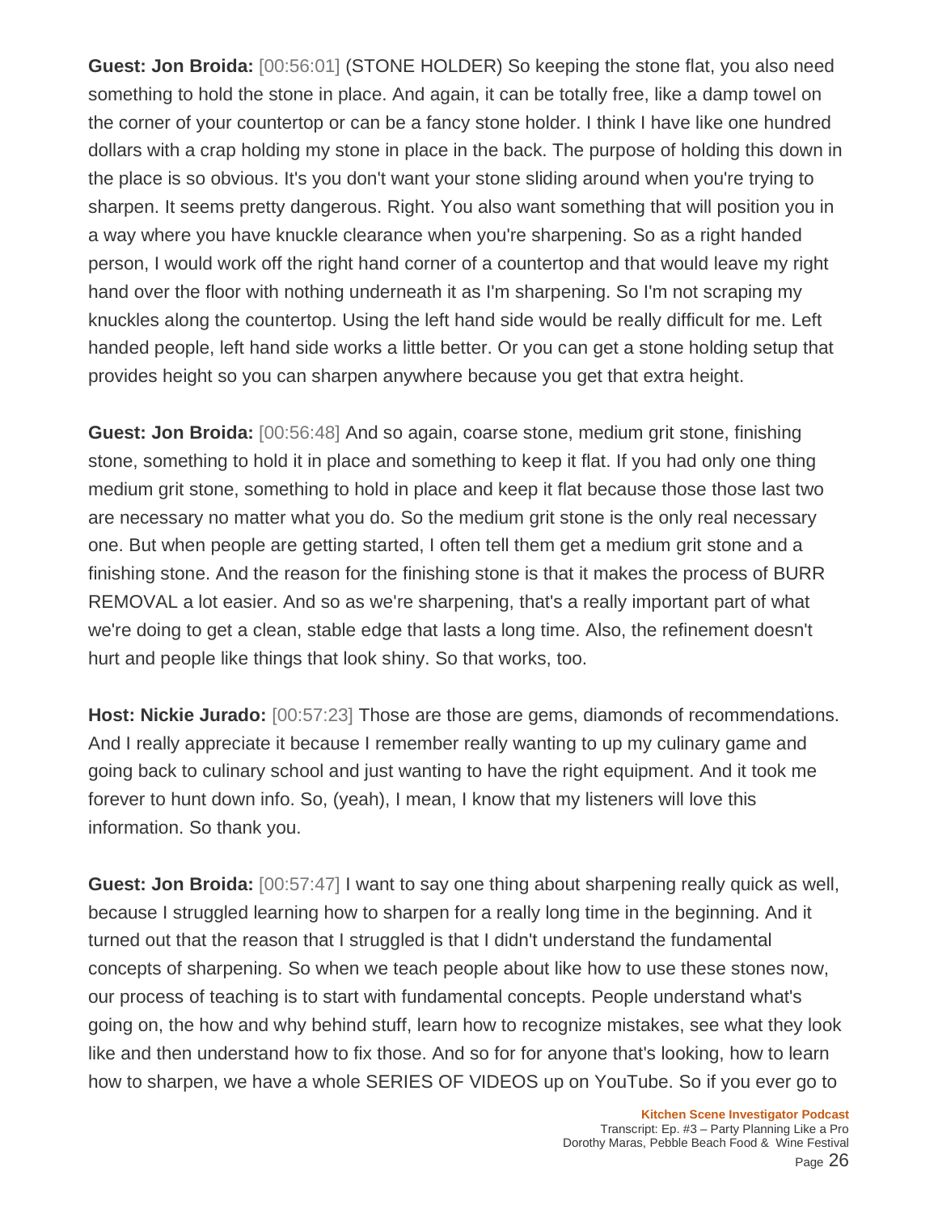**Guest: Jon Broida:** [00:56:01] (STONE HOLDER) So keeping the stone flat, you also need something to hold the stone in place. And again, it can be totally free, like a damp towel on the corner of your countertop or can be a fancy stone holder. I think I have like one hundred dollars with a crap holding my stone in place in the back. The purpose of holding this down in the place is so obvious. It's you don't want your stone sliding around when you're trying to sharpen. It seems pretty dangerous. Right. You also want something that will position you in a way where you have knuckle clearance when you're sharpening. So as a right handed person, I would work off the right hand corner of a countertop and that would leave my right hand over the floor with nothing underneath it as I'm sharpening. So I'm not scraping my knuckles along the countertop. Using the left hand side would be really difficult for me. Left handed people, left hand side works a little better. Or you can get a stone holding setup that provides height so you can sharpen anywhere because you get that extra height.

**Guest: Jon Broida:** [00:56:48] And so again, coarse stone, medium grit stone, finishing stone, something to hold it in place and something to keep it flat. If you had only one thing medium grit stone, something to hold in place and keep it flat because those those last two are necessary no matter what you do. So the medium grit stone is the only real necessary one. But when people are getting started, I often tell them get a medium grit stone and a finishing stone. And the reason for the finishing stone is that it makes the process of BURR REMOVAL a lot easier. And so as we're sharpening, that's a really important part of what we're doing to get a clean, stable edge that lasts a long time. Also, the refinement doesn't hurt and people like things that look shiny. So that works, too.

**Host: Nickie Jurado:** [00:57:23] Those are those are gems, diamonds of recommendations. And I really appreciate it because I remember really wanting to up my culinary game and going back to culinary school and just wanting to have the right equipment. And it took me forever to hunt down info. So, (yeah), I mean, I know that my listeners will love this information. So thank you.

**Guest: Jon Broida:** [00:57:47] I want to say one thing about sharpening really quick as well, because I struggled learning how to sharpen for a really long time in the beginning. And it turned out that the reason that I struggled is that I didn't understand the fundamental concepts of sharpening. So when we teach people about like how to use these stones now, our process of teaching is to start with fundamental concepts. People understand what's going on, the how and why behind stuff, learn how to recognize mistakes, see what they look like and then understand how to fix those. And so for for anyone that's looking, how to learn how to sharpen, we have a whole SERIES OF VIDEOS up on YouTube. So if you ever go to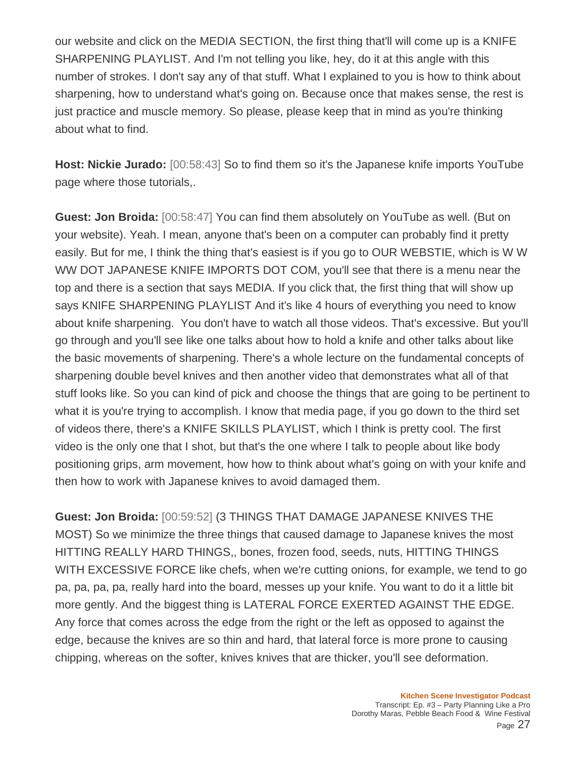our website and click on the MEDIA SECTION, the first thing that'll will come up is a KNIFE SHARPENING PLAYLIST. And I'm not telling you like, hey, do it at this angle with this number of strokes. I don't say any of that stuff. What I explained to you is how to think about sharpening, how to understand what's going on. Because once that makes sense, the rest is just practice and muscle memory. So please, please keep that in mind as you're thinking about what to find.

**Host: Nickie Jurado:** [00:58:43] So to find them so it's the Japanese knife imports YouTube page where those tutorials,.

**Guest: Jon Broida:** [00:58:47] You can find them absolutely on YouTube as well. (But on your website). Yeah. I mean, anyone that's been on a computer can probably find it pretty easily. But for me, I think the thing that's easiest is if you go to OUR WEBSTIE, which is W W WW DOT JAPANESE KNIFE IMPORTS DOT COM, you'll see that there is a menu near the top and there is a section that says MEDIA. If you click that, the first thing that will show up says KNIFE SHARPENING PLAYLIST And it's like 4 hours of everything you need to know about knife sharpening.  You don't have to watch all those videos. That's excessive. But you'll go through and you'll see like one talks about how to hold a knife and other talks about like the basic movements of sharpening. There's a whole lecture on the fundamental concepts of sharpening double bevel knives and then another video that demonstrates what all of that stuff looks like. So you can kind of pick and choose the things that are going to be pertinent to what it is you're trying to accomplish. I know that media page, if you go down to the third set of videos there, there's a KNIFE SKILLS PLAYLIST, which I think is pretty cool. The first video is the only one that I shot, but that's the one where I talk to people about like body positioning grips, arm movement, how how to think about what's going on with your knife and then how to work with Japanese knives to avoid damaged them.

**Guest: Jon Broida:** [00:59:52] (3 THINGS THAT DAMAGE JAPANESE KNIVES THE MOST) So we minimize the three things that caused damage to Japanese knives the most HITTING REALLY HARD THINGS,, bones, frozen food, seeds, nuts, HITTING THINGS WITH EXCESSIVE FORCE like chefs, when we're cutting onions, for example, we tend to go pa, pa, pa, pa, really hard into the board, messes up your knife. You want to do it a little bit more gently. And the biggest thing is LATERAL FORCE EXERTED AGAINST THE EDGE. Any force that comes across the edge from the right or the left as opposed to against the edge, because the knives are so thin and hard, that lateral force is more prone to causing chipping, whereas on the softer, knives knives that are thicker, you'll see deformation.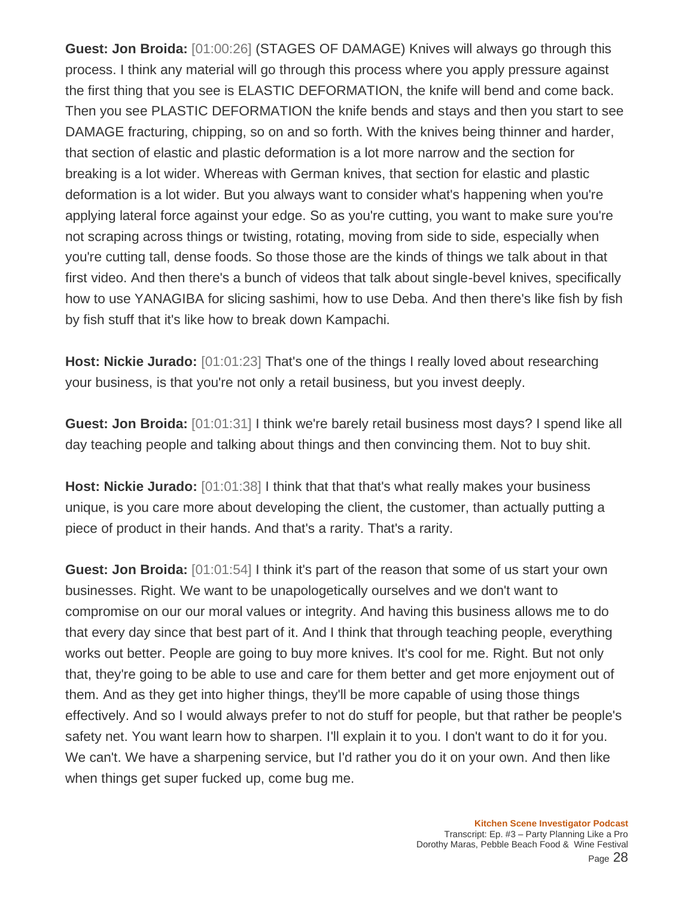**Guest: Jon Broida:** [01:00:26] (STAGES OF DAMAGE) Knives will always go through this process. I think any material will go through this process where you apply pressure against the first thing that you see is ELASTIC DEFORMATION, the knife will bend and come back. Then you see PLASTIC DEFORMATION the knife bends and stays and then you start to see DAMAGE fracturing, chipping, so on and so forth. With the knives being thinner and harder, that section of elastic and plastic deformation is a lot more narrow and the section for breaking is a lot wider. Whereas with German knives, that section for elastic and plastic deformation is a lot wider. But you always want to consider what's happening when you're applying lateral force against your edge. So as you're cutting, you want to make sure you're not scraping across things or twisting, rotating, moving from side to side, especially when you're cutting tall, dense foods. So those those are the kinds of things we talk about in that first video. And then there's a bunch of videos that talk about single-bevel knives, specifically how to use YANAGIBA for slicing sashimi, how to use Deba. And then there's like fish by fish by fish stuff that it's like how to break down Kampachi.

**Host: Nickie Jurado:** [01:01:23] That's one of the things I really loved about researching your business, is that you're not only a retail business, but you invest deeply.

**Guest: Jon Broida:** [01:01:31] I think we're barely retail business most days? I spend like all day teaching people and talking about things and then convincing them. Not to buy shit.

**Host: Nickie Jurado:** [01:01:38] I think that that that's what really makes your business unique, is you care more about developing the client, the customer, than actually putting a piece of product in their hands. And that's a rarity. That's a rarity.

**Guest: Jon Broida:** [01:01:54] I think it's part of the reason that some of us start your own businesses. Right. We want to be unapologetically ourselves and we don't want to compromise on our our moral values or integrity. And having this business allows me to do that every day since that best part of it. And I think that through teaching people, everything works out better. People are going to buy more knives. It's cool for me. Right. But not only that, they're going to be able to use and care for them better and get more enjoyment out of them. And as they get into higher things, they'll be more capable of using those things effectively. And so I would always prefer to not do stuff for people, but that rather be people's safety net. You want learn how to sharpen. I'll explain it to you. I don't want to do it for you. We can't. We have a sharpening service, but I'd rather you do it on your own. And then like when things get super fucked up, come bug me.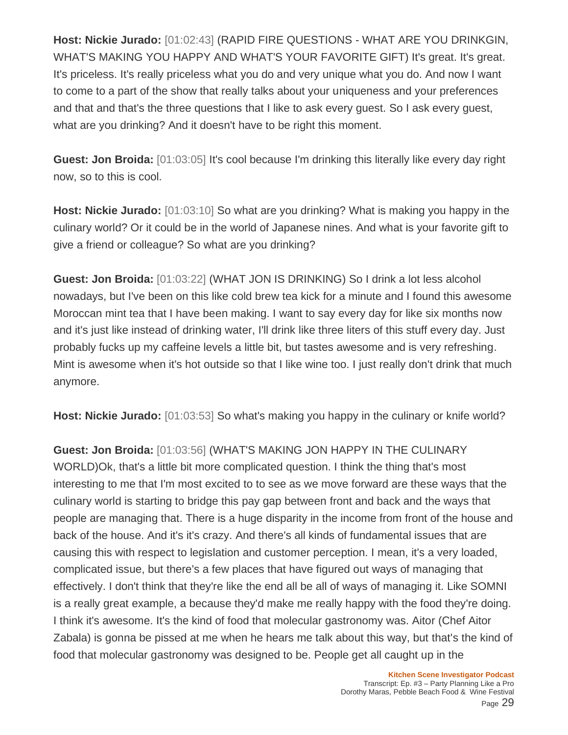**Host: Nickie Jurado:** [01:02:43] (RAPID FIRE QUESTIONS - WHAT ARE YOU DRINKGIN, WHAT'S MAKING YOU HAPPY AND WHAT'S YOUR FAVORITE GIFT) It's great. It's great. It's priceless. It's really priceless what you do and very unique what you do. And now I want to come to a part of the show that really talks about your uniqueness and your preferences and that and that's the three questions that I like to ask every guest. So I ask every guest, what are you drinking? And it doesn't have to be right this moment.

**Guest: Jon Broida:** [01:03:05] It's cool because I'm drinking this literally like every day right now, so to this is cool.

**Host: Nickie Jurado:** [01:03:10] So what are you drinking? What is making you happy in the culinary world? Or it could be in the world of Japanese nines. And what is your favorite gift to give a friend or colleague? So what are you drinking?

**Guest: Jon Broida:** [01:03:22] (WHAT JON IS DRINKING) So I drink a lot less alcohol nowadays, but I've been on this like cold brew tea kick for a minute and I found this awesome Moroccan mint tea that I have been making. I want to say every day for like six months now and it's just like instead of drinking water, I'll drink like three liters of this stuff every day. Just probably fucks up my caffeine levels a little bit, but tastes awesome and is very refreshing. Mint is awesome when it's hot outside so that I like wine too. I just really don't drink that much anymore.

**Host: Nickie Jurado:** [01:03:53] So what's making you happy in the culinary or knife world?

**Guest: Jon Broida:** [01:03:56] (WHAT'S MAKING JON HAPPY IN THE CULINARY WORLD)Ok, that's a little bit more complicated question. I think the thing that's most interesting to me that I'm most excited to to see as we move forward are these ways that the culinary world is starting to bridge this pay gap between front and back and the ways that people are managing that. There is a huge disparity in the income from front of the house and back of the house. And it's it's crazy. And there's all kinds of fundamental issues that are causing this with respect to legislation and customer perception. I mean, it's a very loaded, complicated issue, but there's a few places that have figured out ways of managing that effectively. I don't think that they're like the end all be all of ways of managing it. Like SOMNI is a really great example, a because they'd make me really happy with the food they're doing. I think it's awesome. It's the kind of food that molecular gastronomy was. Aitor (Chef Aitor Zabala) is gonna be pissed at me when he hears me talk about this way, but that's the kind of food that molecular gastronomy was designed to be. People get all caught up in the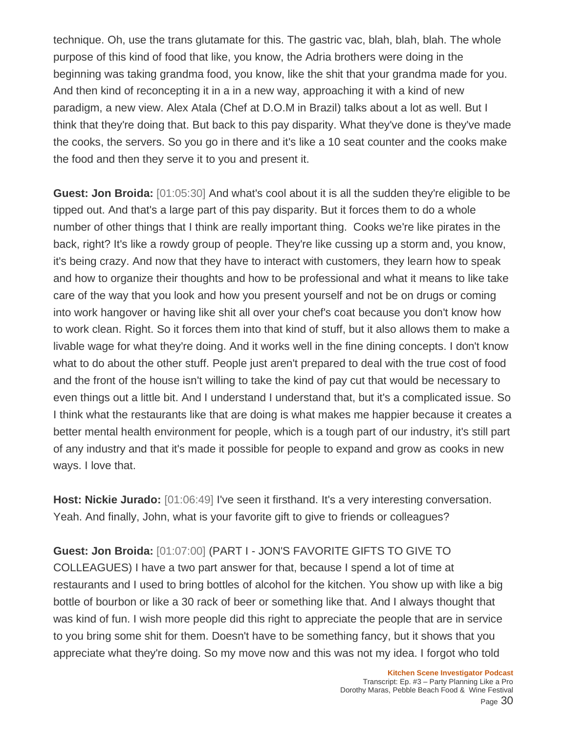technique. Oh, use the trans glutamate for this. The gastric vac, blah, blah, blah. The whole purpose of this kind of food that like, you know, the Adria brothers were doing in the beginning was taking grandma food, you know, like the shit that your grandma made for you. And then kind of reconcepting it in a in a new way, approaching it with a kind of new paradigm, a new view. Alex Atala (Chef at D.O.M in Brazil) talks about a lot as well. But I think that they're doing that. But back to this pay disparity. What they've done is they've made the cooks, the servers. So you go in there and it's like a 10 seat counter and the cooks make the food and then they serve it to you and present it.

**Guest: Jon Broida:** [01:05:30] And what's cool about it is all the sudden they're eligible to be tipped out. And that's a large part of this pay disparity. But it forces them to do a whole number of other things that I think are really important thing. Cooks we're like pirates in the back, right? It's like a rowdy group of people. They're like cussing up a storm and, you know, it's being crazy. And now that they have to interact with customers, they learn how to speak and how to organize their thoughts and how to be professional and what it means to like take care of the way that you look and how you present yourself and not be on drugs or coming into work hangover or having like shit all over your chef's coat because you don't know how to work clean. Right. So it forces them into that kind of stuff, but it also allows them to make a livable wage for what they're doing. And it works well in the fine dining concepts. I don't know what to do about the other stuff. People just aren't prepared to deal with the true cost of food and the front of the house isn't willing to take the kind of pay cut that would be necessary to even things out a little bit. And I understand I understand that, but it's a complicated issue. So I think what the restaurants like that are doing is what makes me happier because it creates a better mental health environment for people, which is a tough part of our industry, it's still part of any industry and that it's made it possible for people to expand and grow as cooks in new ways. I love that.

**Host: Nickie Jurado:** [01:06:49] I've seen it firsthand. It's a very interesting conversation. Yeah. And finally, John, what is your favorite gift to give to friends or colleagues?

**Guest: Jon Broida:** [01:07:00] (PART I - JON'S FAVORITE GIFTS TO GIVE TO COLLEAGUES) I have a two part answer for that, because I spend a lot of time at restaurants and I used to bring bottles of alcohol for the kitchen. You show up with like a big bottle of bourbon or like a 30 rack of beer or something like that. And I always thought that was kind of fun. I wish more people did this right to appreciate the people that are in service to you bring some shit for them. Doesn't have to be something fancy, but it shows that you appreciate what they're doing. So my move now and this was not my idea. I forgot who told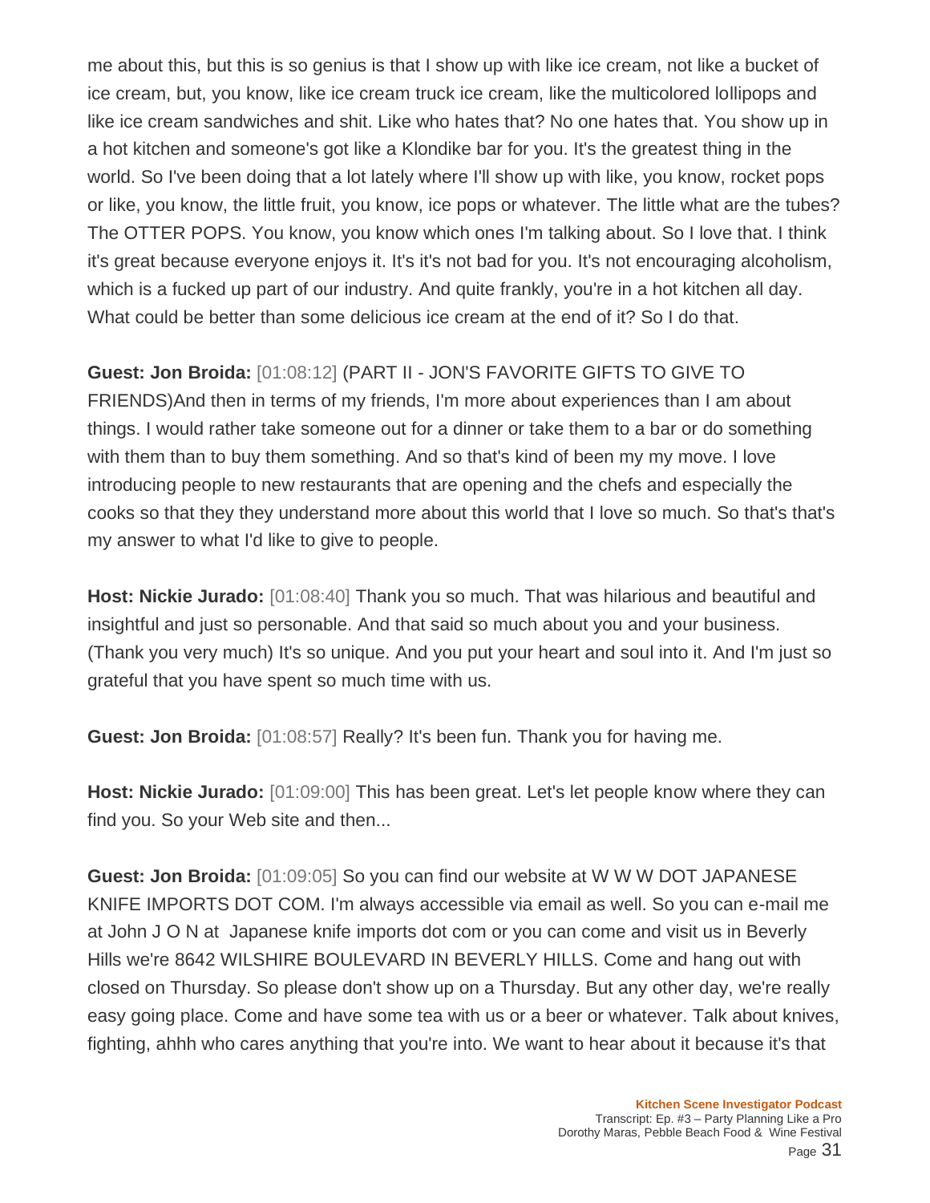me about this, but this is so genius is that I show up with like ice cream, not like a bucket of ice cream, but, you know, like ice cream truck ice cream, like the multicolored lollipops and like ice cream sandwiches and shit. Like who hates that? No one hates that. You show up in a hot kitchen and someone's got like a Klondike bar for you. It's the greatest thing in the world. So I've been doing that a lot lately where I'll show up with like, you know, rocket pops or like, you know, the little fruit, you know, ice pops or whatever. The little what are the tubes? The OTTER POPS. You know, you know which ones I'm talking about. So I love that. I think it's great because everyone enjoys it. It's it's not bad for you. It's not encouraging alcoholism, which is a fucked up part of our industry. And quite frankly, you're in a hot kitchen all day. What could be better than some delicious ice cream at the end of it? So I do that.

**Guest: Jon Broida:** [01:08:12] (PART II - JON'S FAVORITE GIFTS TO GIVE TO FRIENDS)And then in terms of my friends, I'm more about experiences than I am about things. I would rather take someone out for a dinner or take them to a bar or do something with them than to buy them something. And so that's kind of been my my move. I love introducing people to new restaurants that are opening and the chefs and especially the cooks so that they they understand more about this world that I love so much. So that's that's my answer to what I'd like to give to people.

**Host: Nickie Jurado:** [01:08:40] Thank you so much. That was hilarious and beautiful and insightful and just so personable. And that said so much about you and your business. (Thank you very much) It's so unique. And you put your heart and soul into it. And I'm just so grateful that you have spent so much time with us.

**Guest: Jon Broida:** [01:08:57] Really? It's been fun. Thank you for having me.

**Host: Nickie Jurado:** [01:09:00] This has been great. Let's let people know where they can find you. So your Web site and then...

**Guest: Jon Broida:** [01:09:05] So you can find our website at W W W DOT JAPANESE KNIFE IMPORTS DOT COM. I'm always accessible via email as well. So you can e-mail me at John J O N at Japanese knife imports dot com or you can come and visit us in Beverly Hills we're 8642 WILSHIRE BOULEVARD IN BEVERLY HILLS. Come and hang out with closed on Thursday. So please don't show up on a Thursday. But any other day, we're really easy going place. Come and have some tea with us or a beer or whatever. Talk about knives, fighting, ahhh who cares anything that you're into. We want to hear about it because it's that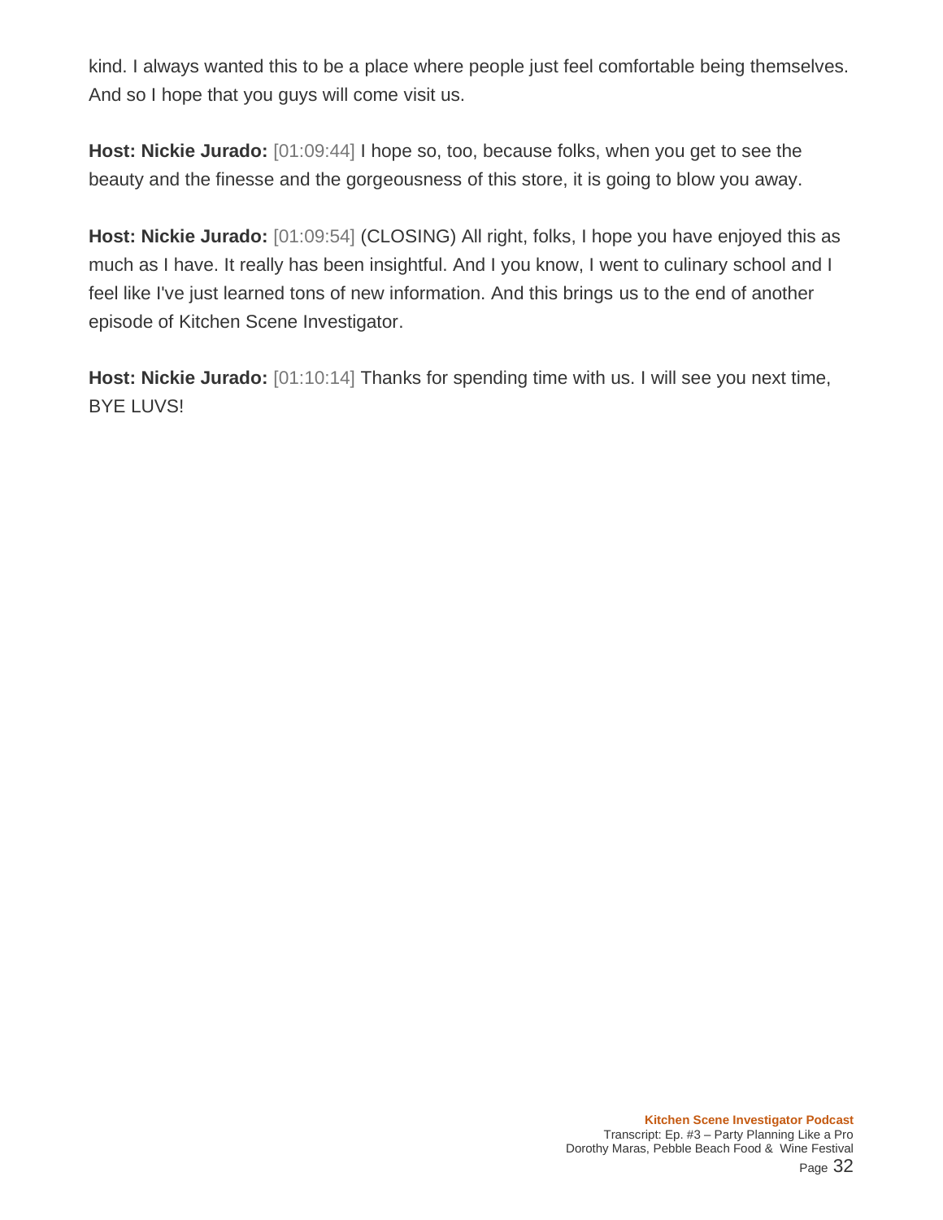kind. I always wanted this to be a place where people just feel comfortable being themselves. And so I hope that you guys will come visit us.

**Host: Nickie Jurado:** [01:09:44] I hope so, too, because folks, when you get to see the beauty and the finesse and the gorgeousness of this store, it is going to blow you away.

**Host: Nickie Jurado:** [01:09:54] (CLOSING) All right, folks, I hope you have enjoyed this as much as I have. It really has been insightful. And I you know, I went to culinary school and I feel like I've just learned tons of new information. And this brings us to the end of another episode of Kitchen Scene Investigator.

**Host: Nickie Jurado:** [01:10:14] Thanks for spending time with us. I will see you next time, BYE LUVS!